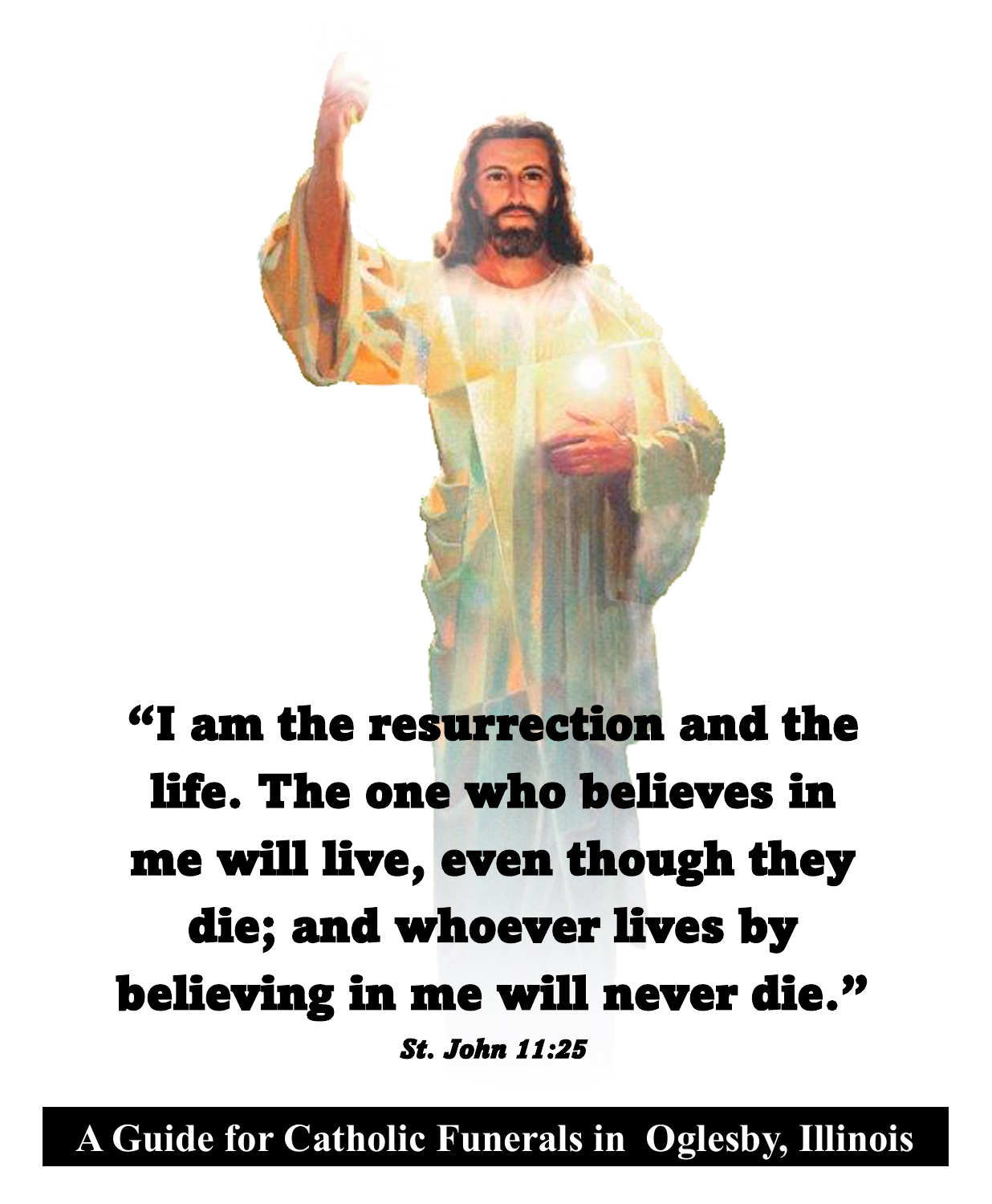**"I am the resurrection and the life. The one who believes in me will live, even though they die; and whoever lives by believing in me will never die."**

***St. John 11:25***

# A Guide for Catholic Funerals in Oglesby, Illinois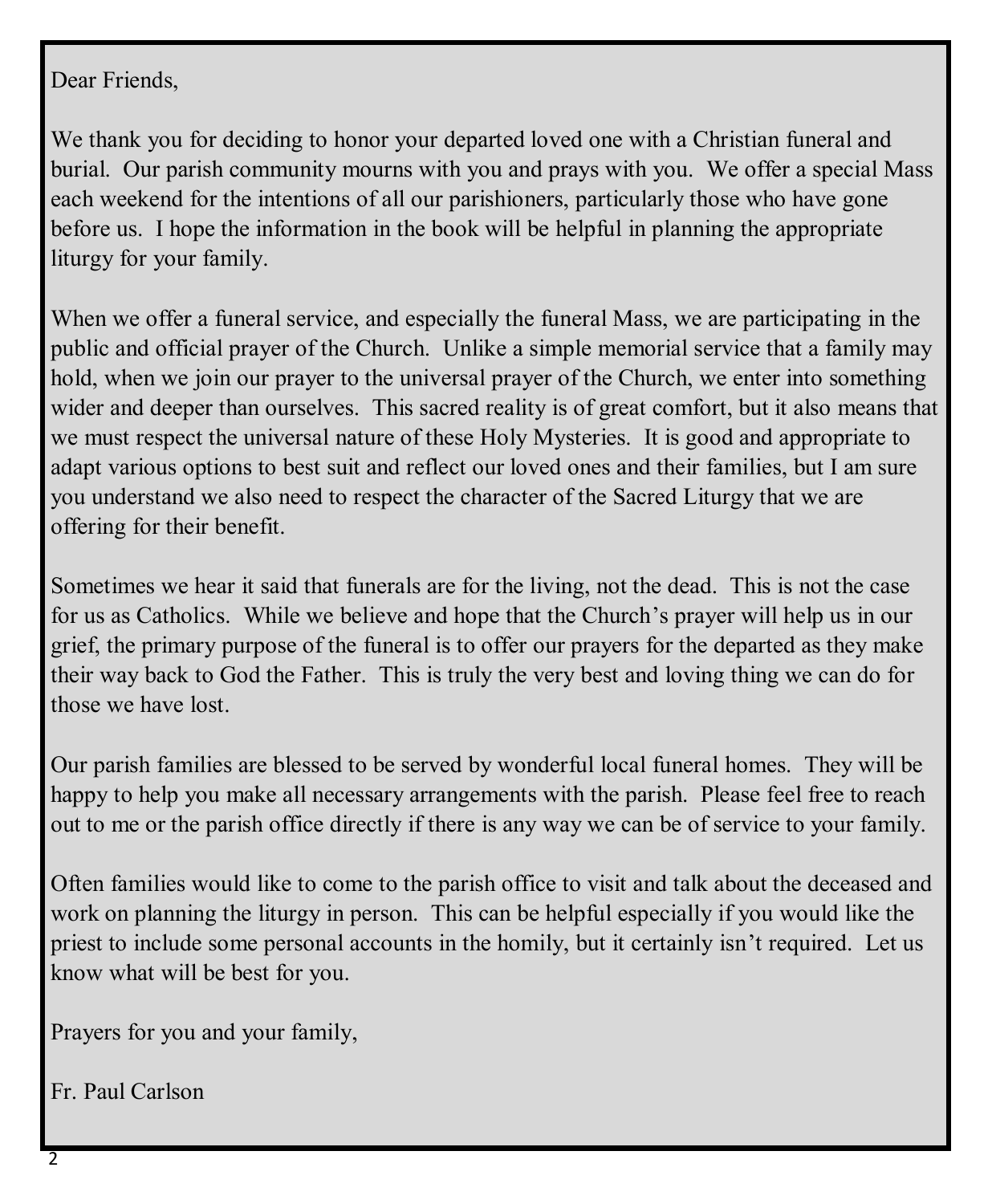Dear Friends,

We thank you for deciding to honor your departed loved one with a Christian funeral and burial. Our parish community mourns with you and prays with you. We offer a special Mass each weekend for the intentions of all our parishioners, particularly those who have gone before us. I hope the information in the book will be helpful in planning the appropriate liturgy for your family.

When we offer a funeral service, and especially the funeral Mass, we are participating in the public and official prayer of the Church. Unlike a simple memorial service that a family may hold, when we join our prayer to the universal prayer of the Church, we enter into something wider and deeper than ourselves. This sacred reality is of great comfort, but it also means that we must respect the universal nature of these Holy Mysteries. It is good and appropriate to adapt various options to best suit and reflect our loved ones and their families, but I am sure you understand we also need to respect the character of the Sacred Liturgy that we are offering for their benefit.

Sometimes we hear it said that funerals are for the living, not the dead. This is not the case for us as Catholics. While we believe and hope that the Church's prayer will help us in our grief, the primary purpose of the funeral is to offer our prayers for the departed as they make their way back to God the Father. This is truly the very best and loving thing we can do for those we have lost.

Our parish families are blessed to be served by wonderful local funeral homes. They will be happy to help you make all necessary arrangements with the parish. Please feel free to reach out to me or the parish office directly if there is any way we can be of service to your family.

Often families would like to come to the parish office to visit and talk about the deceased and work on planning the liturgy in person. This can be helpful especially if you would like the priest to include some personal accounts in the homily, but it certainly isn't required. Let us know what will be best for you.

Prayers for you and your family,

Fr. Paul Carlson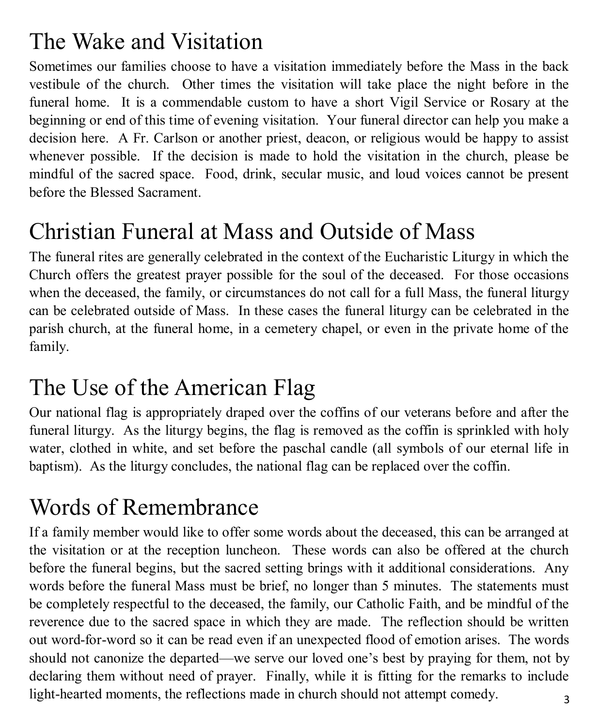# The Wake and Visitation

Sometimes our families choose to have a visitation immediately before the Mass in the back vestibule of the church. Other times the visitation will take place the night before in the funeral home. It is a commendable custom to have a short Vigil Service or Rosary at the beginning or end of this time of evening visitation. Your funeral director can help you make a decision here. A Fr. Carlson or another priest, deacon, or religious would be happy to assist whenever possible. If the decision is made to hold the visitation in the church, please be mindful of the sacred space. Food, drink, secular music, and loud voices cannot be present before the Blessed Sacrament.

# Christian Funeral at Mass and Outside of Mass

The funeral rites are generally celebrated in the context of the Eucharistic Liturgy in which the Church offers the greatest prayer possible for the soul of the deceased. For those occasions when the deceased, the family, or circumstances do not call for a full Mass, the funeral liturgy can be celebrated outside of Mass. In these cases the funeral liturgy can be celebrated in the parish church, at the funeral home, in a cemetery chapel, or even in the private home of the family.

# The Use of the American Flag

Our national flag is appropriately draped over the coffins of our veterans before and after the funeral liturgy. As the liturgy begins, the flag is removed as the coffin is sprinkled with holy water, clothed in white, and set before the paschal candle (all symbols of our eternal life in baptism). As the liturgy concludes, the national flag can be replaced over the coffin.

# Words of Remembrance

If a family member would like to offer some words about the deceased, this can be arranged at the visitation or at the reception luncheon. These words can also be offered at the church before the funeral begins, but the sacred setting brings with it additional considerations. Any words before the funeral Mass must be brief, no longer than 5 minutes. The statements must be completely respectful to the deceased, the family, our Catholic Faith, and be mindful of the reverence due to the sacred space in which they are made. The reflection should be written out word-for-word so it can be read even if an unexpected flood of emotion arises. The words should not canonize the departed—we serve our loved one's best by praying for them, not by declaring them without need of prayer. Finally, while it is fitting for the remarks to include light-hearted moments, the reflections made in church should not attempt comedy.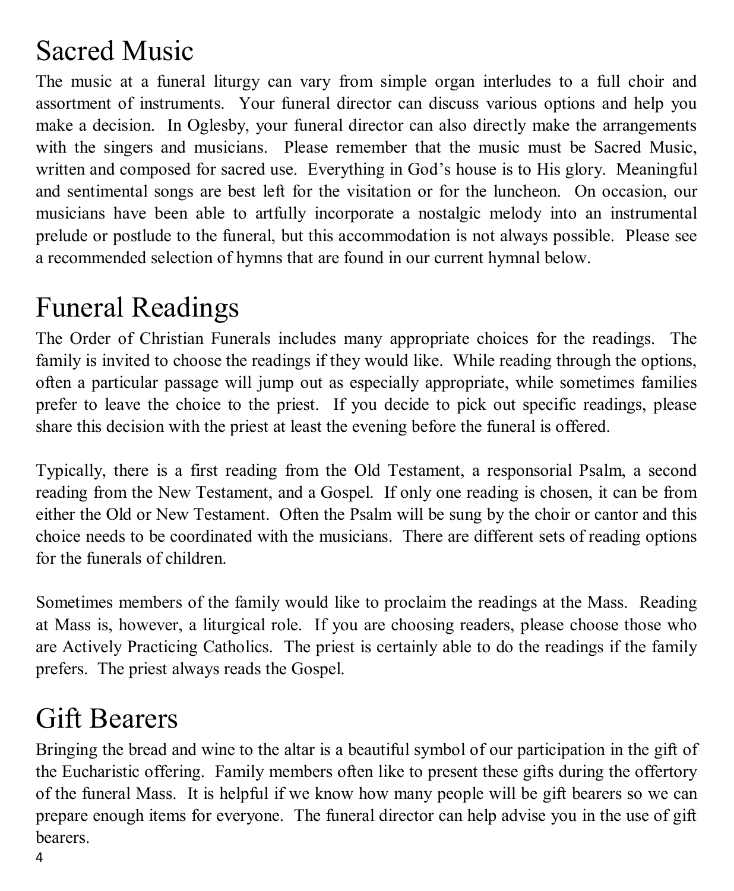# Sacred Music

The music at a funeral liturgy can vary from simple organ interludes to a full choir and assortment of instruments. Your funeral director can discuss various options and help you make a decision. In Oglesby, your funeral director can also directly make the arrangements with the singers and musicians. Please remember that the music must be Sacred Music, written and composed for sacred use. Everything in God's house is to His glory. Meaningful and sentimental songs are best left for the visitation or for the luncheon. On occasion, our musicians have been able to artfully incorporate a nostalgic melody into an instrumental prelude or postlude to the funeral, but this accommodation is not always possible. Please see a recommended selection of hymns that are found in our current hymnal below.

# Funeral Readings

The Order of Christian Funerals includes many appropriate choices for the readings. The family is invited to choose the readings if they would like. While reading through the options, often a particular passage will jump out as especially appropriate, while sometimes families prefer to leave the choice to the priest. If you decide to pick out specific readings, please share this decision with the priest at least the evening before the funeral is offered.

Typically, there is a first reading from the Old Testament, a responsorial Psalm, a second reading from the New Testament, and a Gospel. If only one reading is chosen, it can be from either the Old or New Testament. Often the Psalm will be sung by the choir or cantor and this choice needs to be coordinated with the musicians. There are different sets of reading options for the funerals of children.

Sometimes members of the family would like to proclaim the readings at the Mass. Reading at Mass is, however, a liturgical role. If you are choosing readers, please choose those who are Actively Practicing Catholics. The priest is certainly able to do the readings if the family prefers. The priest always reads the Gospel.

# Gift Bearers

Bringing the bread and wine to the altar is a beautiful symbol of our participation in the gift of the Eucharistic offering. Family members often like to present these gifts during the offertory of the funeral Mass. It is helpful if we know how many people will be gift bearers so we can prepare enough items for everyone. The funeral director can help advise you in the use of gift bearers.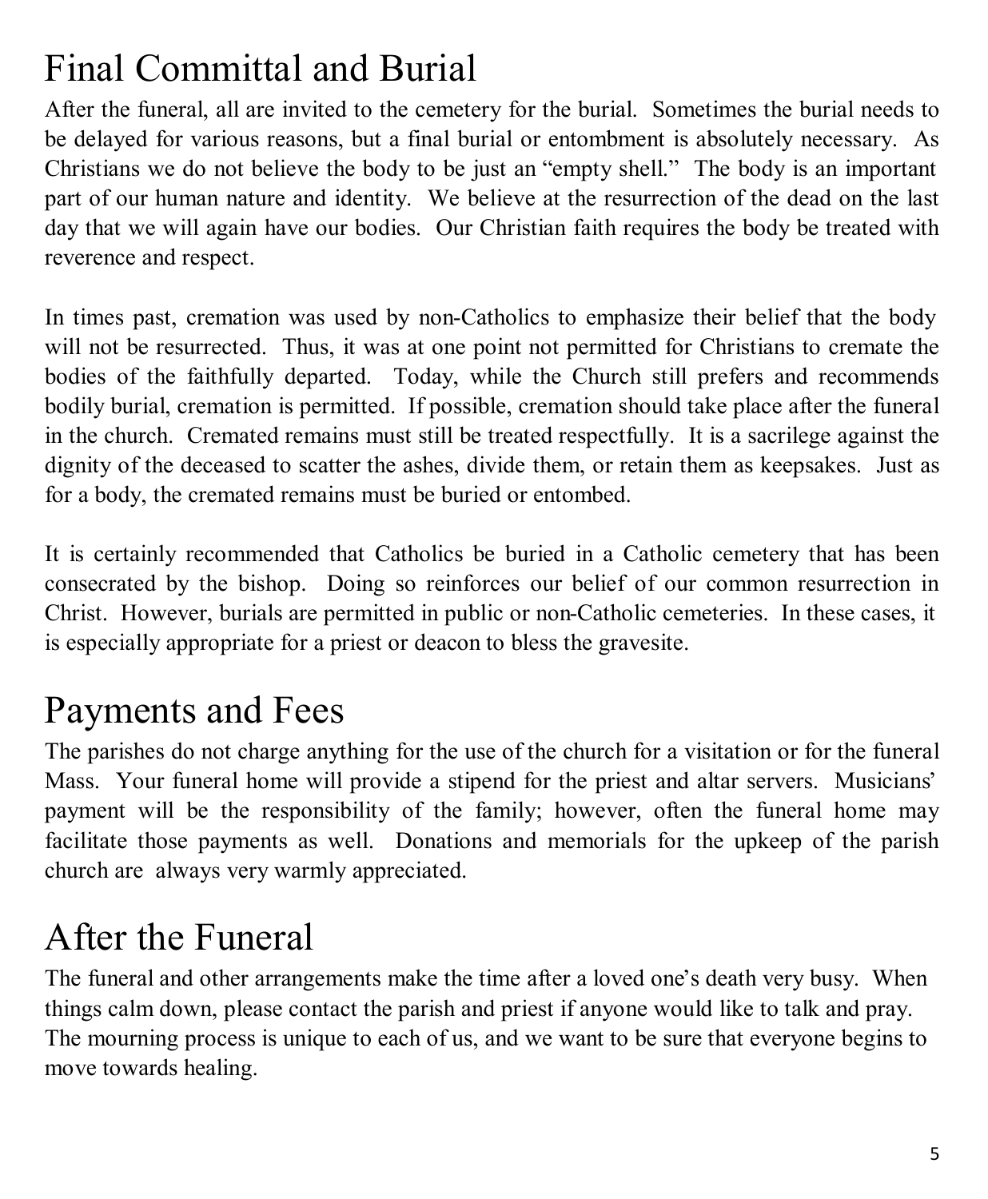# Final Committal and Burial

After the funeral, all are invited to the cemetery for the burial. Sometimes the burial needs to be delayed for various reasons, but a final burial or entombment is absolutely necessary. As Christians we do not believe the body to be just an "empty shell." The body is an important part of our human nature and identity. We believe at the resurrection of the dead on the last day that we will again have our bodies. Our Christian faith requires the body be treated with reverence and respect.

In times past, cremation was used by non-Catholics to emphasize their belief that the body will not be resurrected. Thus, it was at one point not permitted for Christians to cremate the bodies of the faithfully departed. Today, while the Church still prefers and recommends bodily burial, cremation is permitted. If possible, cremation should take place after the funeral in the church. Cremated remains must still be treated respectfully. It is a sacrilege against the dignity of the deceased to scatter the ashes, divide them, or retain them as keepsakes. Just as for a body, the cremated remains must be buried or entombed.

It is certainly recommended that Catholics be buried in a Catholic cemetery that has been consecrated by the bishop. Doing so reinforces our belief of our common resurrection in Christ. However, burials are permitted in public or non-Catholic cemeteries. In these cases, it is especially appropriate for a priest or deacon to bless the gravesite.

# Payments and Fees

The parishes do not charge anything for the use of the church for a visitation or for the funeral Mass. Your funeral home will provide a stipend for the priest and altar servers. Musicians' payment will be the responsibility of the family; however, often the funeral home may facilitate those payments as well. Donations and memorials for the upkeep of the parish church are always very warmly appreciated.

# After the Funeral

The funeral and other arrangements make the time after a loved one's death very busy. When things calm down, please contact the parish and priest if anyone would like to talk and pray. The mourning process is unique to each of us, and we want to be sure that everyone begins to move towards healing.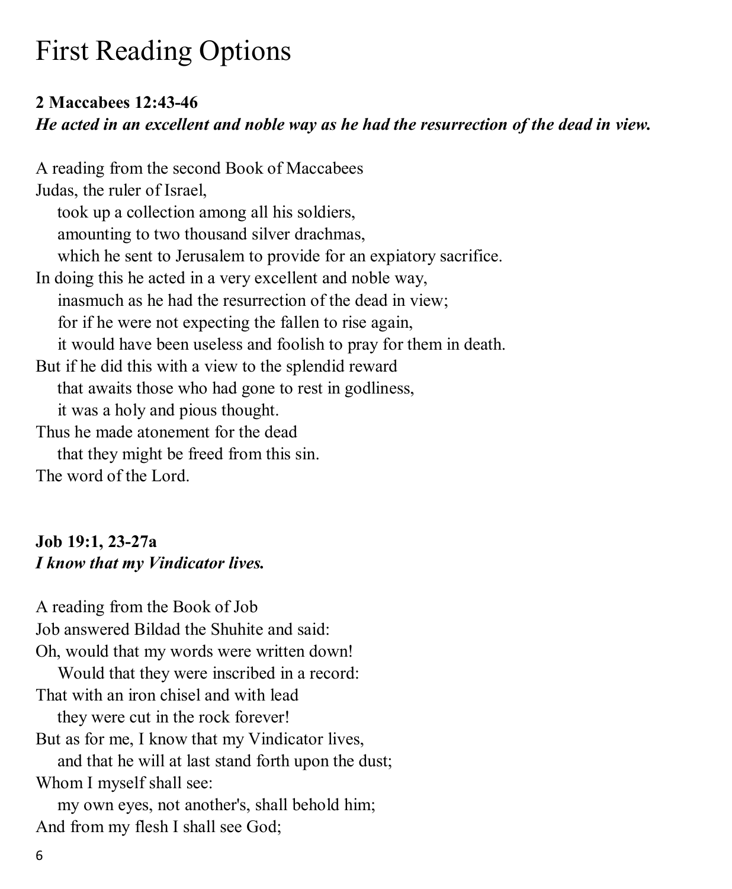# First Reading Options

**2 Maccabees 12:43-46**
***He acted in an excellent and noble way as he had the resurrection of the dead in view.***

A reading from the second Book of Maccabees
Judas, the ruler of Israel,
took up a collection among all his soldiers,
amounting to two thousand silver drachmas,
which he sent to Jerusalem to provide for an expiatory sacrifice.
In doing this he acted in a very excellent and noble way,
inasmuch as he had the resurrection of the dead in view;
for if he were not expecting the fallen to rise again,
it would have been useless and foolish to pray for them in death.
But if he did this with a view to the splendid reward
that awaits those who had gone to rest in godliness,
it was a holy and pious thought.
Thus he made atonement for the dead
that they might be freed from this sin.
The word of the Lord.

**Job 19:1, 23-27a**
***I know that my Vindicator lives.***

A reading from the Book of Job
Job answered Bildad the Shuhite and said:
Oh, would that my words were written down!
Would that they were inscribed in a record:
That with an iron chisel and with lead
they were cut in the rock forever!
But as for me, I know that my Vindicator lives,
and that he will at last stand forth upon the dust;
Whom I myself shall see:
my own eyes, not another's, shall behold him;
And from my flesh I shall see God;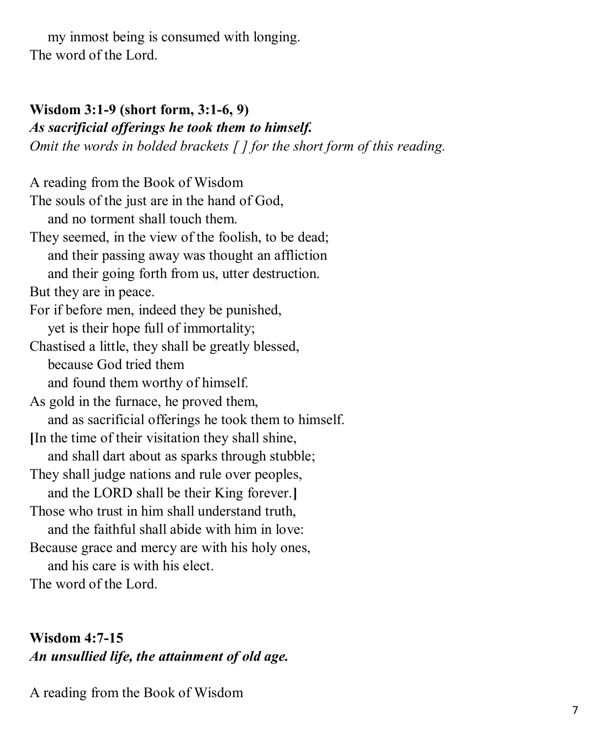my inmost being is consumed with longing.
The word of the Lord.

**Wisdom 3:1-9 (short form, 3:1-6, 9)**
***As sacrificial offerings he took them to himself.***
*Omit the words in bolded brackets [ ] for the short form of this reading.*

A reading from the Book of Wisdom
The souls of the just are in the hand of God,
and no torment shall touch them.
They seemed, in the view of the foolish, to be dead;
and their passing away was thought an affliction
and their going forth from us, utter destruction.
But they are in peace.
For if before men, indeed they be punished,
yet is their hope full of immortality;
Chastised a little, they shall be greatly blessed,
because God tried them
and found them worthy of himself.
As gold in the furnace, he proved them,
and as sacrificial offerings he took them to himself.
**[**In the time of their visitation they shall shine,
and shall dart about as sparks through stubble;
They shall judge nations and rule over peoples,
and the LORD shall be their King forever.**]**
Those who trust in him shall understand truth,
and the faithful shall abide with him in love:
Because grace and mercy are with his holy ones,
and his care is with his elect.
The word of the Lord.

**Wisdom 4:7-15**
***An unsullied life, the attainment of old age.***

A reading from the Book of Wisdom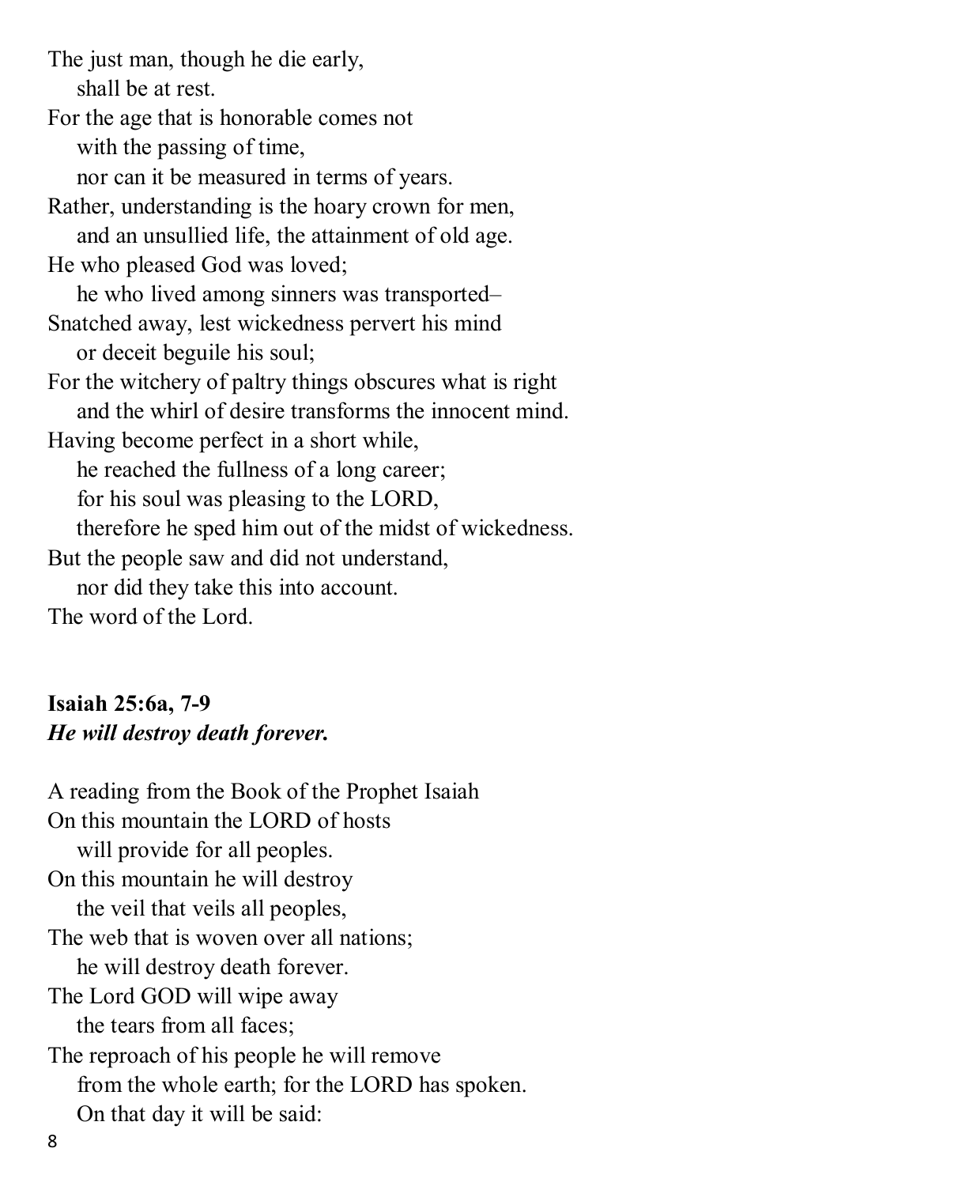The just man, though he die early,
    shall be at rest.
For the age that is honorable comes not
    with the passing of time,
    nor can it be measured in terms of years.
Rather, understanding is the hoary crown for men,
    and an unsullied life, the attainment of old age.
He who pleased God was loved;
    he who lived among sinners was transported–
Snatched away, lest wickedness pervert his mind
    or deceit beguile his soul;
For the witchery of paltry things obscures what is right
    and the whirl of desire transforms the innocent mind.
Having become perfect in a short while,
    he reached the fullness of a long career;
    for his soul was pleasing to the LORD,
    therefore he sped him out of the midst of wickedness.
But the people saw and did not understand,
    nor did they take this into account.
The word of the Lord.

**Isaiah 25:6a, 7-9**
***He will destroy death forever.***

A reading from the Book of the Prophet Isaiah
On this mountain the LORD of hosts
    will provide for all peoples.
On this mountain he will destroy
    the veil that veils all peoples,
The web that is woven over all nations;
    he will destroy death forever.
The Lord GOD will wipe away
    the tears from all faces;
The reproach of his people he will remove
    from the whole earth; for the LORD has spoken.
    On that day it will be said: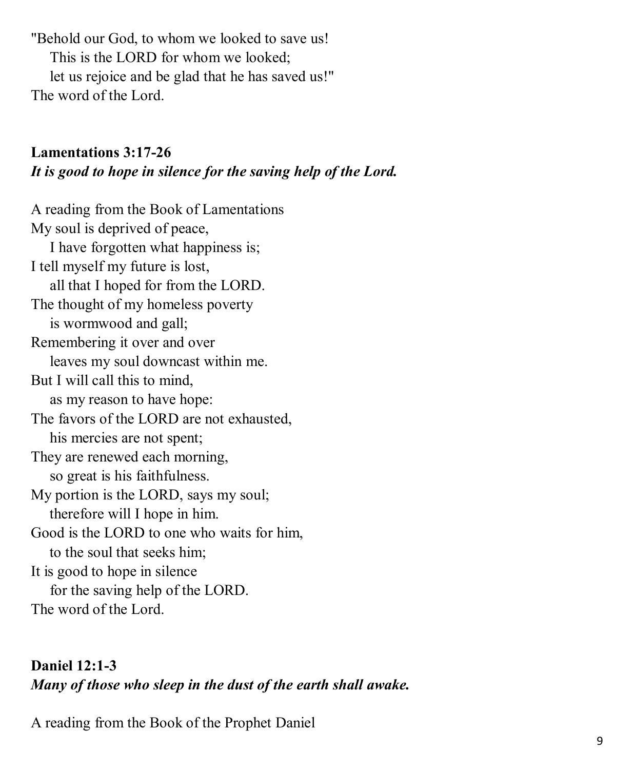"Behold our God, to whom we looked to save us!
    This is the LORD for whom we looked;
    let us rejoice and be glad that he has saved us!"
The word of the Lord.

**Lamentations 3:17-26**
***It is good to hope in silence for the saving help of the Lord.***

A reading from the Book of Lamentations
My soul is deprived of peace,
    I have forgotten what happiness is;
I tell myself my future is lost,
    all that I hoped for from the LORD.
The thought of my homeless poverty
    is wormwood and gall;
Remembering it over and over
    leaves my soul downcast within me.
But I will call this to mind,
    as my reason to have hope:
The favors of the LORD are not exhausted,
    his mercies are not spent;
They are renewed each morning,
    so great is his faithfulness.
My portion is the LORD, says my soul;
    therefore will I hope in him.
Good is the LORD to one who waits for him,
    to the soul that seeks him;
It is good to hope in silence
    for the saving help of the LORD.
The word of the Lord.

**Daniel 12:1-3**
***Many of those who sleep in the dust of the earth shall awake.***

A reading from the Book of the Prophet Daniel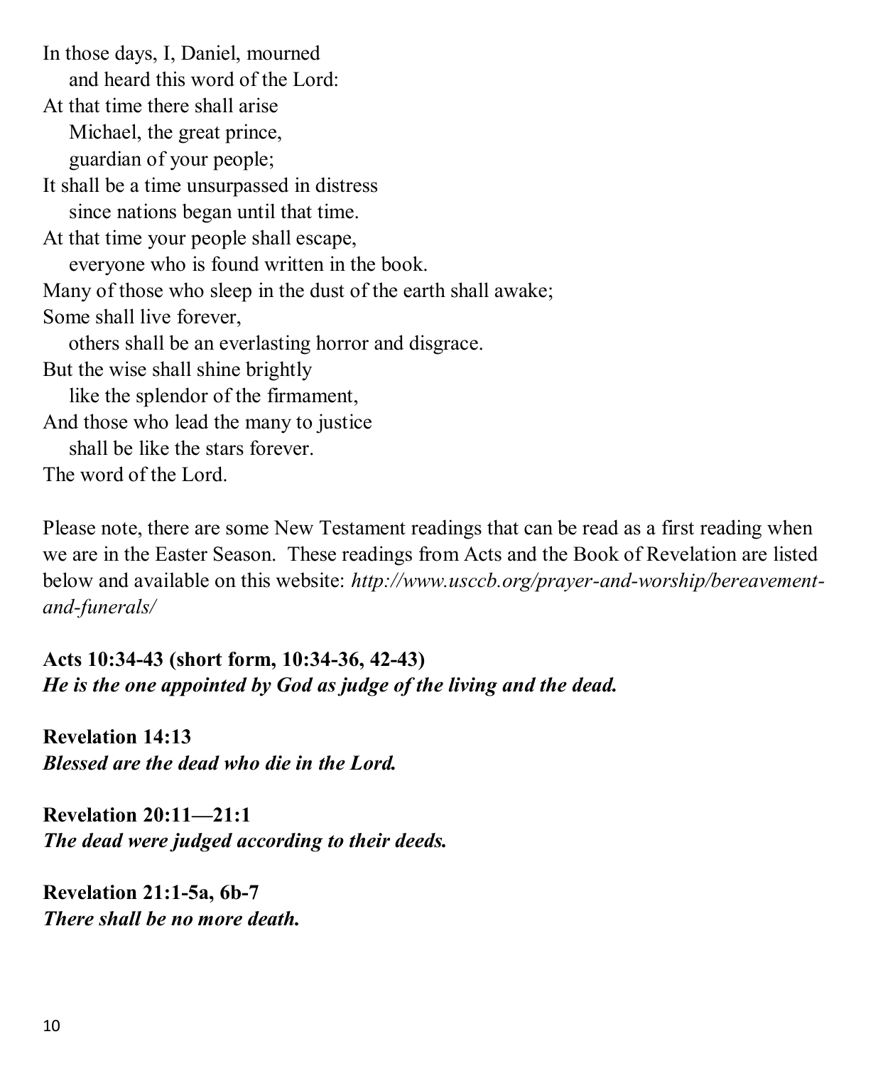In those days, I, Daniel, mourned
    and heard this word of the Lord:
At that time there shall arise
    Michael, the great prince,
    guardian of your people;
It shall be a time unsurpassed in distress
    since nations began until that time.
At that time your people shall escape,
    everyone who is found written in the book.
Many of those who sleep in the dust of the earth shall awake;
Some shall live forever,
    others shall be an everlasting horror and disgrace.
But the wise shall shine brightly
    like the splendor of the firmament,
And those who lead the many to justice
    shall be like the stars forever.
The word of the Lord.

Please note, there are some New Testament readings that can be read as a first reading when we are in the Easter Season. These readings from Acts and the Book of Revelation are listed below and available on this website: *http://www.usccb.org/prayer-and-worship/bereavement-and-funerals/*

**Acts 10:34-43 (short form, 10:34-36, 42-43)**
***He is the one appointed by God as judge of the living and the dead.***

**Revelation 14:13**
***Blessed are the dead who die in the Lord.***

**Revelation 20:11—21:1**
***The dead were judged according to their deeds.***

**Revelation 21:1-5a, 6b-7**
***There shall be no more death.***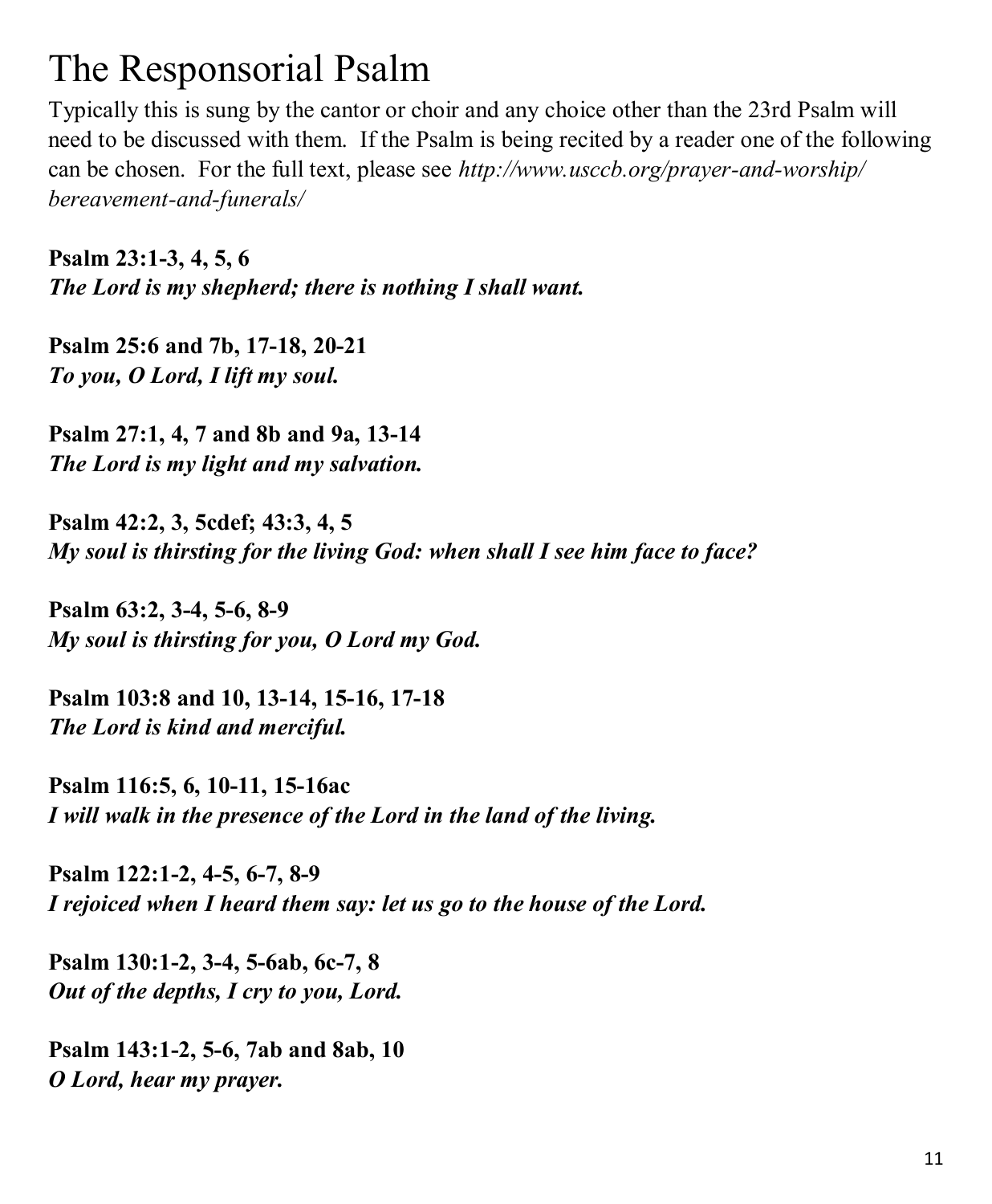# The Responsorial Psalm

Typically this is sung by the cantor or choir and any choice other than the 23rd Psalm will need to be discussed with them. If the Psalm is being recited by a reader one of the following can be chosen. For the full text, please see *http://www.usccb.org/prayer-and-worship/bereavement-and-funerals/*

**Psalm 23:1-3, 4, 5, 6**
***The Lord is my shepherd; there is nothing I shall want.***

**Psalm 25:6 and 7b, 17-18, 20-21**
***To you, O Lord, I lift my soul.***

**Psalm 27:1, 4, 7 and 8b and 9a, 13-14**
***The Lord is my light and my salvation.***

**Psalm 42:2, 3, 5cdef; 43:3, 4, 5**
***My soul is thirsting for the living God: when shall I see him face to face?***

**Psalm 63:2, 3-4, 5-6, 8-9**
***My soul is thirsting for you, O Lord my God.***

**Psalm 103:8 and 10, 13-14, 15-16, 17-18**
***The Lord is kind and merciful.***

**Psalm 116:5, 6, 10-11, 15-16ac**
***I will walk in the presence of the Lord in the land of the living.***

**Psalm 122:1-2, 4-5, 6-7, 8-9**
***I rejoiced when I heard them say: let us go to the house of the Lord.***

**Psalm 130:1-2, 3-4, 5-6ab, 6c-7, 8**
***Out of the depths, I cry to you, Lord.***

**Psalm 143:1-2, 5-6, 7ab and 8ab, 10**
***O Lord, hear my prayer.***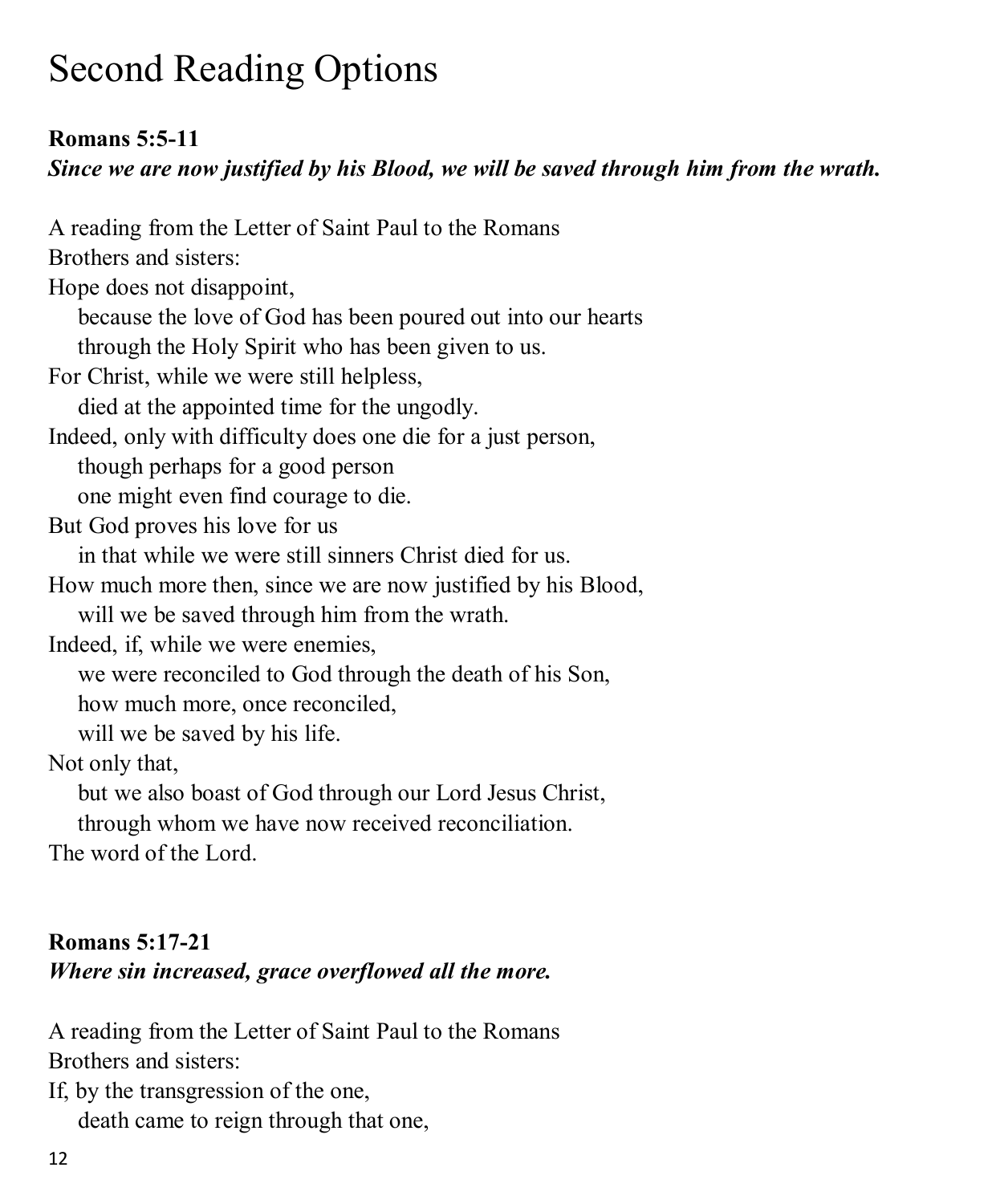# Second Reading Options

**Romans 5:5-11**

***Since we are now justified by his Blood, we will be saved through him from the wrath.***

A reading from the Letter of Saint Paul to the Romans
Brothers and sisters:
Hope does not disappoint,
because the love of God has been poured out into our hearts
through the Holy Spirit who has been given to us.
For Christ, while we were still helpless,
died at the appointed time for the ungodly.
Indeed, only with difficulty does one die for a just person,
though perhaps for a good person
one might even find courage to die.
But God proves his love for us
in that while we were still sinners Christ died for us.
How much more then, since we are now justified by his Blood,
will we be saved through him from the wrath.
Indeed, if, while we were enemies,
we were reconciled to God through the death of his Son,
how much more, once reconciled,
will we be saved by his life.
Not only that,
but we also boast of God through our Lord Jesus Christ,
through whom we have now received reconciliation.
The word of the Lord.

**Romans 5:17-21**

***Where sin increased, grace overflowed all the more.***

A reading from the Letter of Saint Paul to the Romans
Brothers and sisters:
If, by the transgression of the one,
death came to reign through that one,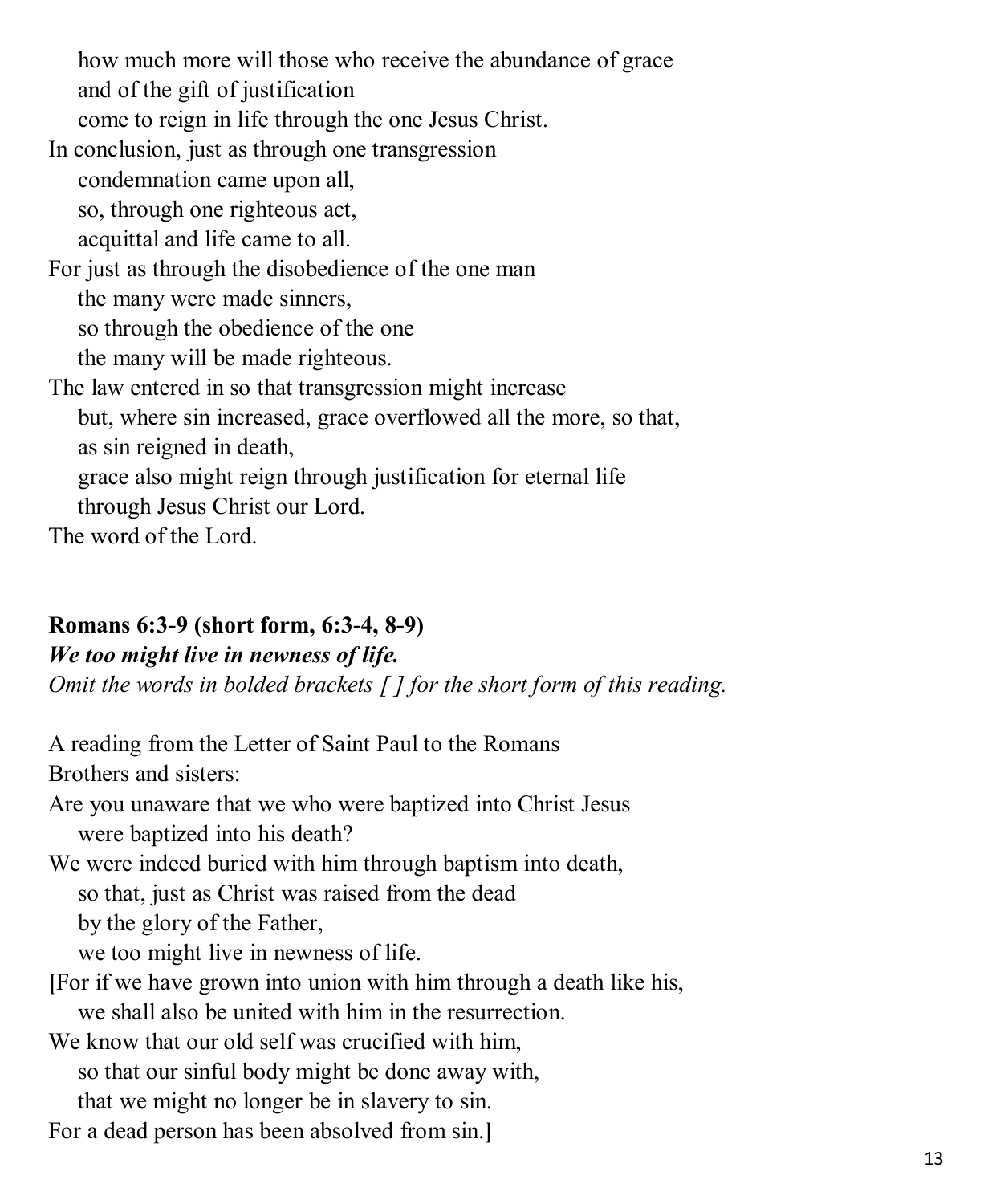how much more will those who receive the abundance of grace
and of the gift of justification
come to reign in life through the one Jesus Christ.
In conclusion, just as through one transgression
condemnation came upon all,
so, through one righteous act,
acquittal and life came to all.
For just as through the disobedience of the one man
the many were made sinners,
so through the obedience of the one
the many will be made righteous.
The law entered in so that transgression might increase
but, where sin increased, grace overflowed all the more, so that,
as sin reigned in death,
grace also might reign through justification for eternal life
through Jesus Christ our Lord.
The word of the Lord.

**Romans 6:3-9 (short form, 6:3-4, 8-9)**
***We too might live in newness of life.***
*Omit the words in bolded brackets [ ] for the short form of this reading.*

A reading from the Letter of Saint Paul to the Romans
Brothers and sisters:
Are you unaware that we who were baptized into Christ Jesus
were baptized into his death?
We were indeed buried with him through baptism into death,
so that, just as Christ was raised from the dead
by the glory of the Father,
we too might live in newness of life.
**[**For if we have grown into union with him through a death like his,
we shall also be united with him in the resurrection.
We know that our old self was crucified with him,
so that our sinful body might be done away with,
that we might no longer be in slavery to sin.
For a dead person has been absolved from sin.**]**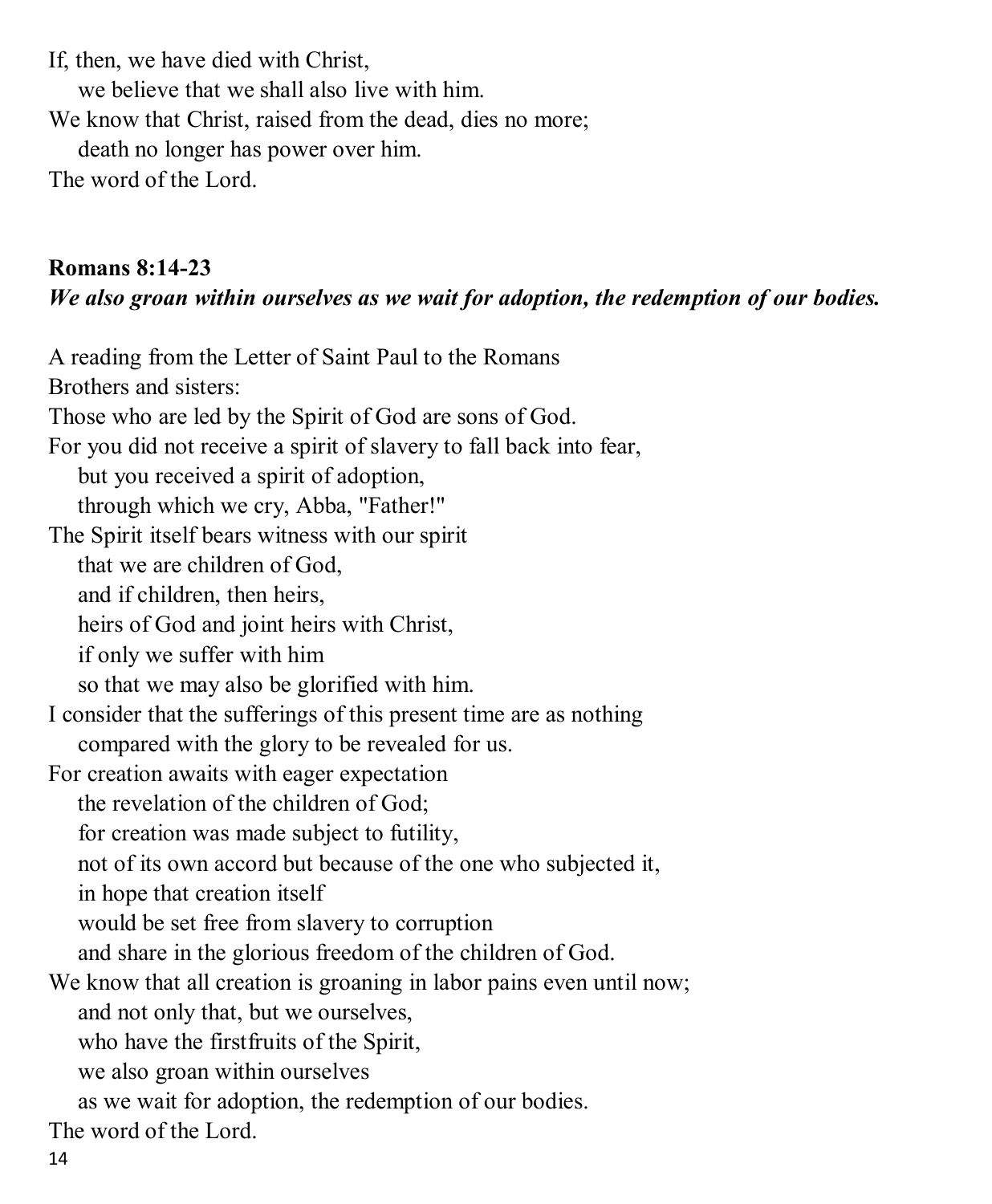If, then, we have died with Christ,
 we believe that we shall also live with him.
We know that Christ, raised from the dead, dies no more;
 death no longer has power over him.
The word of the Lord.

**Romans 8:14-23**

***We also groan within ourselves as we wait for adoption, the redemption of our bodies.***

A reading from the Letter of Saint Paul to the Romans
Brothers and sisters:
Those who are led by the Spirit of God are sons of God.
For you did not receive a spirit of slavery to fall back into fear,
 but you received a spirit of adoption,
 through which we cry, Abba, "Father!"
The Spirit itself bears witness with our spirit
 that we are children of God,
 and if children, then heirs,
 heirs of God and joint heirs with Christ,
 if only we suffer with him
 so that we may also be glorified with him.
I consider that the sufferings of this present time are as nothing
 compared with the glory to be revealed for us.
For creation awaits with eager expectation
 the revelation of the children of God;
 for creation was made subject to futility,
 not of its own accord but because of the one who subjected it,
 in hope that creation itself
 would be set free from slavery to corruption
 and share in the glorious freedom of the children of God.
We know that all creation is groaning in labor pains even until now;
 and not only that, but we ourselves,
 who have the firstfruits of the Spirit,
 we also groan within ourselves
 as we wait for adoption, the redemption of our bodies.
The word of the Lord.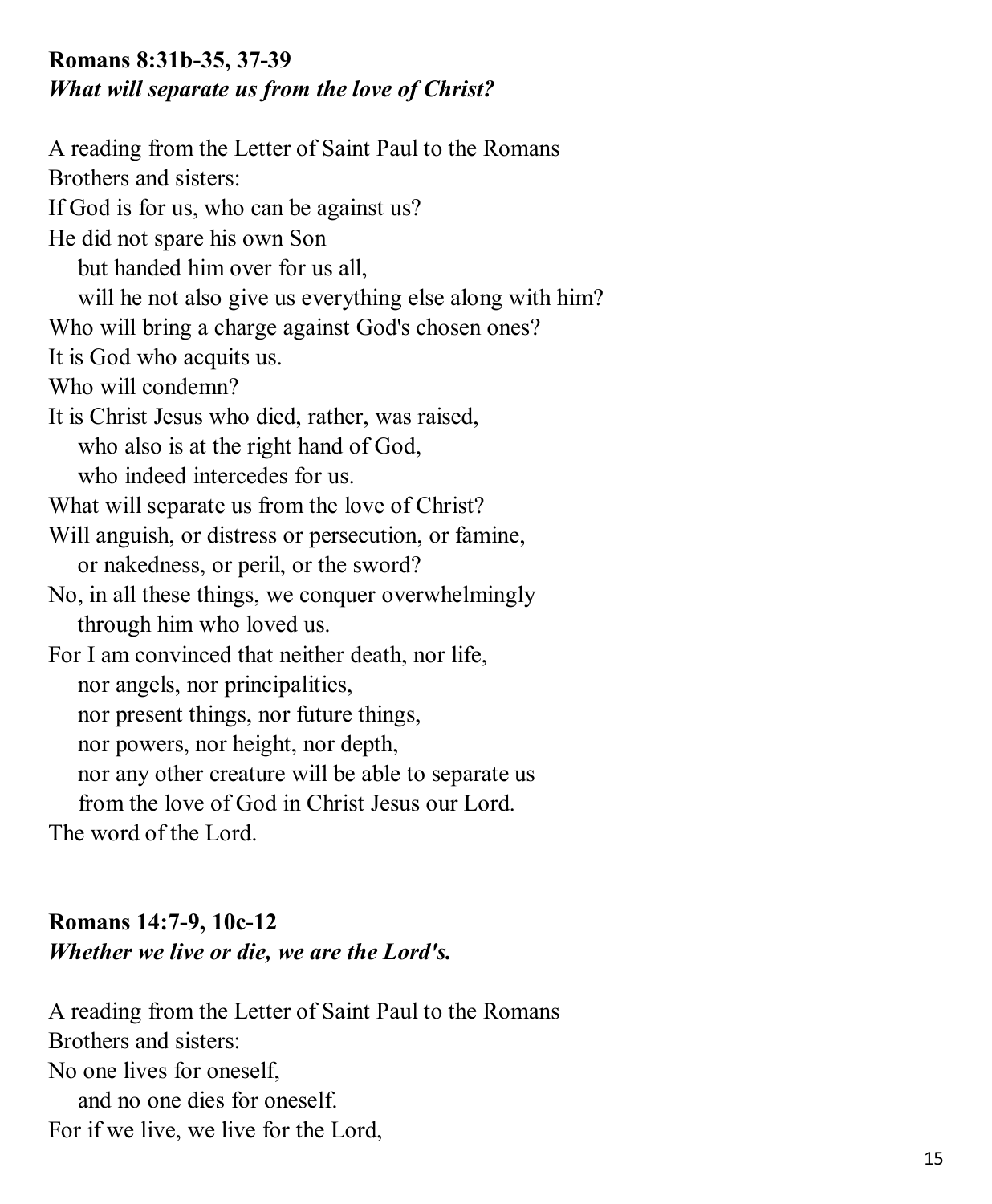**Romans 8:31b-35, 37-39**
***What will separate us from the love of Christ?***

A reading from the Letter of Saint Paul to the Romans
Brothers and sisters:
If God is for us, who can be against us?
He did not spare his own Son
  but handed him over for us all,
  will he not also give us everything else along with him?
Who will bring a charge against God's chosen ones?
It is God who acquits us.
Who will condemn?
It is Christ Jesus who died, rather, was raised,
  who also is at the right hand of God,
  who indeed intercedes for us.
What will separate us from the love of Christ?
Will anguish, or distress or persecution, or famine,
  or nakedness, or peril, or the sword?
No, in all these things, we conquer overwhelmingly
  through him who loved us.
For I am convinced that neither death, nor life,
  nor angels, nor principalities,
  nor present things, nor future things,
  nor powers, nor height, nor depth,
  nor any other creature will be able to separate us
  from the love of God in Christ Jesus our Lord.
The word of the Lord.

**Romans 14:7-9, 10c-12**
***Whether we live or die, we are the Lord's.***

A reading from the Letter of Saint Paul to the Romans
Brothers and sisters:
No one lives for oneself,
  and no one dies for oneself.
For if we live, we live for the Lord,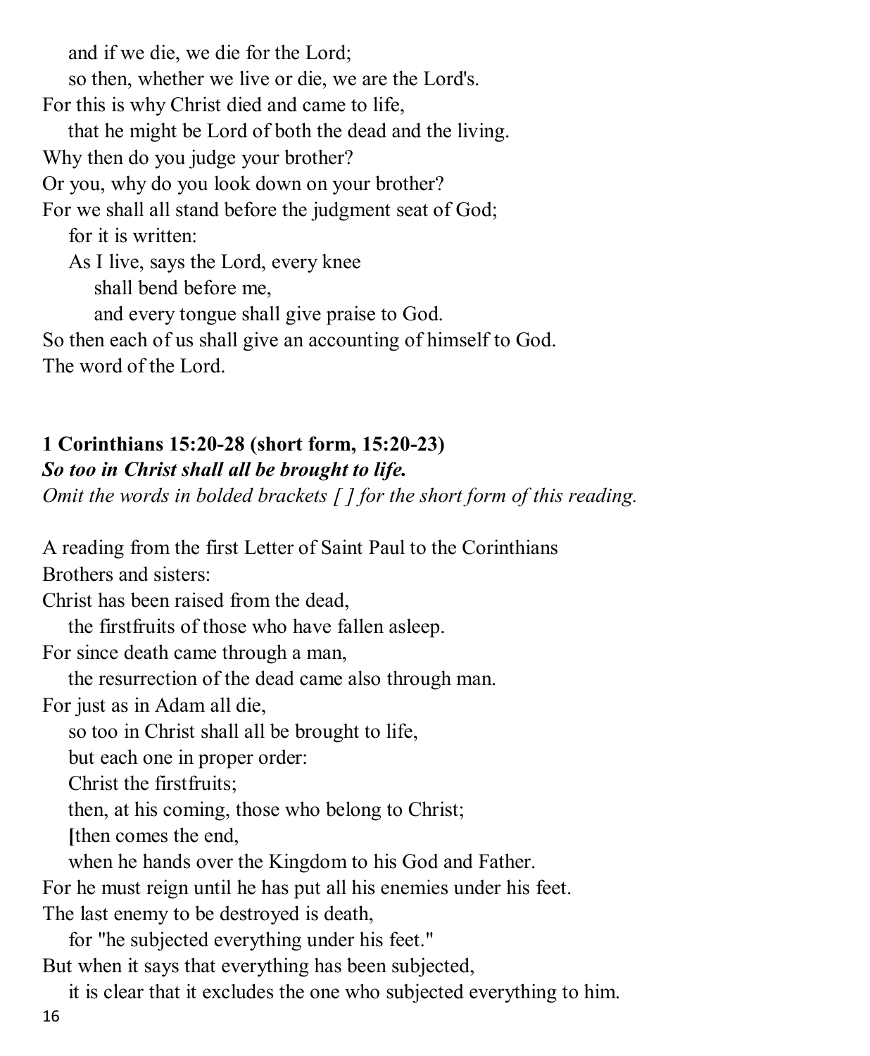and if we die, we die for the Lord;
so then, whether we live or die, we are the Lord's.
For this is why Christ died and came to life,
that he might be Lord of both the dead and the living.
Why then do you judge your brother?
Or you, why do you look down on your brother?
For we shall all stand before the judgment seat of God;
for it is written:
As I live, says the Lord, every knee
shall bend before me,
and every tongue shall give praise to God.
So then each of us shall give an accounting of himself to God.
The word of the Lord.

**1 Corinthians 15:20-28 (short form, 15:20-23)**
***So too in Christ shall all be brought to life.***
*Omit the words in bolded brackets [ ] for the short form of this reading.*

A reading from the first Letter of Saint Paul to the Corinthians
Brothers and sisters:
Christ has been raised from the dead,
the firstfruits of those who have fallen asleep.
For since death came through a man,
the resurrection of the dead came also through man.
For just as in Adam all die,
so too in Christ shall all be brought to life,
but each one in proper order:
Christ the firstfruits;
then, at his coming, those who belong to Christ;
**[**then comes the end,
when he hands over the Kingdom to his God and Father.
For he must reign until he has put all his enemies under his feet.
The last enemy to be destroyed is death,
for "he subjected everything under his feet."
But when it says that everything has been subjected,
it is clear that it excludes the one who subjected everything to him.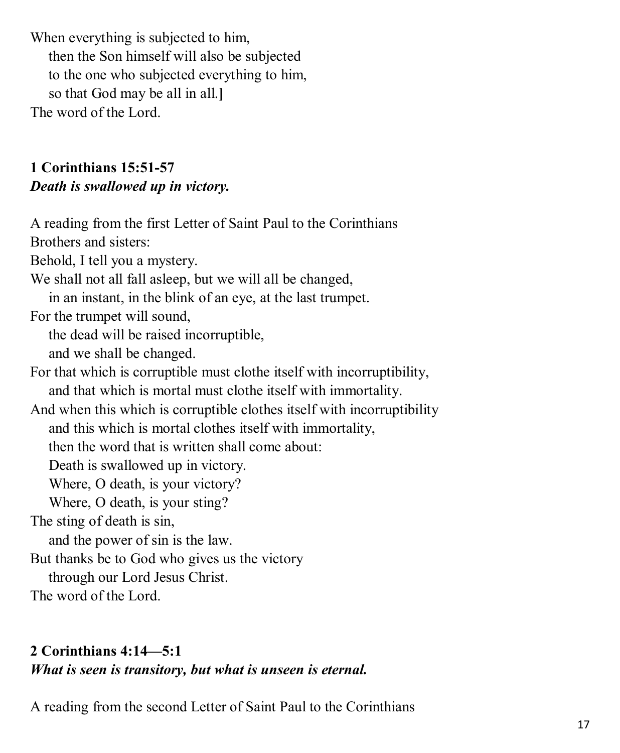When everything is subjected to him,
    then the Son himself will also be subjected
    to the one who subjected everything to him,
    so that God may be all in all.**]**
The word of the Lord.

**1 Corinthians 15:51-57**
***Death is swallowed up in victory.***

A reading from the first Letter of Saint Paul to the Corinthians
Brothers and sisters:
Behold, I tell you a mystery.
We shall not all fall asleep, but we will all be changed,
    in an instant, in the blink of an eye, at the last trumpet.
For the trumpet will sound,
    the dead will be raised incorruptible,
    and we shall be changed.
For that which is corruptible must clothe itself with incorruptibility,
    and that which is mortal must clothe itself with immortality.
And when this which is corruptible clothes itself with incorruptibility
    and this which is mortal clothes itself with immortality,
    then the word that is written shall come about:
    Death is swallowed up in victory.
    Where, O death, is your victory?
    Where, O death, is your sting?
The sting of death is sin,
    and the power of sin is the law.
But thanks be to God who gives us the victory
    through our Lord Jesus Christ.
The word of the Lord.

**2 Corinthians 4:14—5:1**
***What is seen is transitory, but what is unseen is eternal.***

A reading from the second Letter of Saint Paul to the Corinthians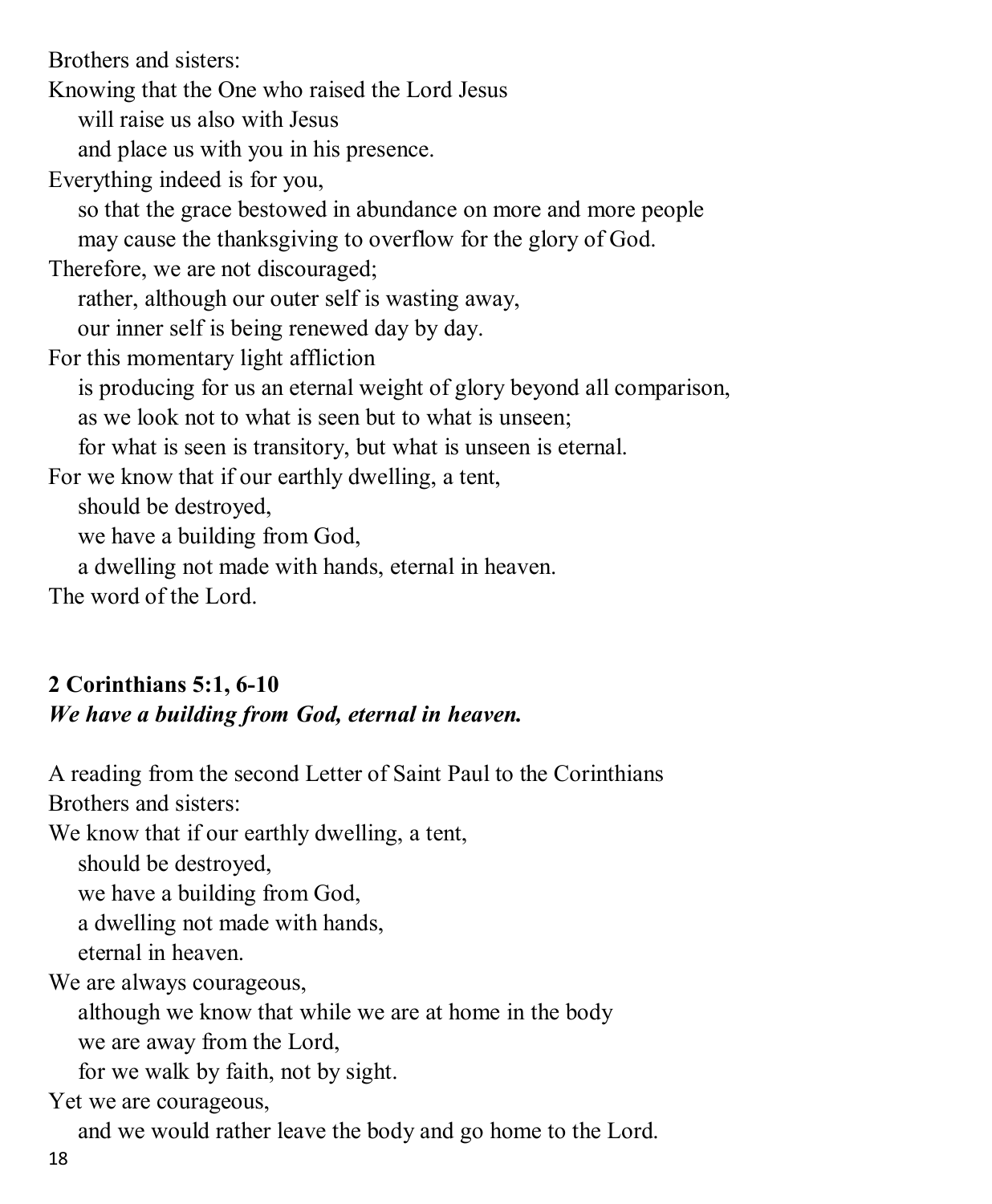Brothers and sisters:
Knowing that the One who raised the Lord Jesus
 will raise us also with Jesus
 and place us with you in his presence.
Everything indeed is for you,
 so that the grace bestowed in abundance on more and more people
 may cause the thanksgiving to overflow for the glory of God.
Therefore, we are not discouraged;
 rather, although our outer self is wasting away,
 our inner self is being renewed day by day.
For this momentary light affliction
 is producing for us an eternal weight of glory beyond all comparison,
 as we look not to what is seen but to what is unseen;
 for what is seen is transitory, but what is unseen is eternal.
For we know that if our earthly dwelling, a tent,
 should be destroyed,
 we have a building from God,
 a dwelling not made with hands, eternal in heaven.
The word of the Lord.

**2 Corinthians 5:1, 6-10**
***We have a building from God, eternal in heaven.***

A reading from the second Letter of Saint Paul to the Corinthians
Brothers and sisters:
We know that if our earthly dwelling, a tent,
 should be destroyed,
 we have a building from God,
 a dwelling not made with hands,
 eternal in heaven.
We are always courageous,
 although we know that while we are at home in the body
 we are away from the Lord,
 for we walk by faith, not by sight.
Yet we are courageous,
 and we would rather leave the body and go home to the Lord.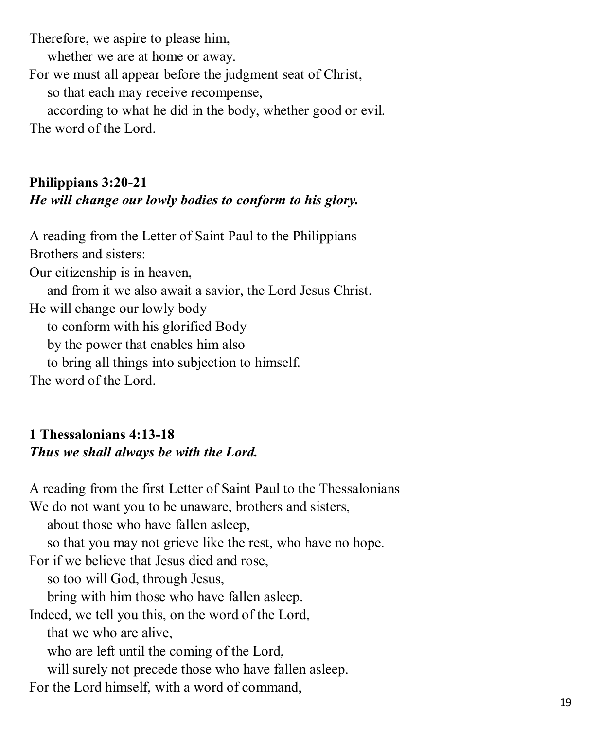Therefore, we aspire to please him,
whether we are at home or away.
For we must all appear before the judgment seat of Christ,
so that each may receive recompense,
according to what he did in the body, whether good or evil.
The word of the Lord.

**Philippians 3:20-21**
***He will change our lowly bodies to conform to his glory.***

A reading from the Letter of Saint Paul to the Philippians
Brothers and sisters:
Our citizenship is in heaven,
and from it we also await a savior, the Lord Jesus Christ.
He will change our lowly body
to conform with his glorified Body
by the power that enables him also
to bring all things into subjection to himself.
The word of the Lord.

**1 Thessalonians 4:13-18**
***Thus we shall always be with the Lord.***

A reading from the first Letter of Saint Paul to the Thessalonians
We do not want you to be unaware, brothers and sisters,
about those who have fallen asleep,
so that you may not grieve like the rest, who have no hope.
For if we believe that Jesus died and rose,
so too will God, through Jesus,
bring with him those who have fallen asleep.
Indeed, we tell you this, on the word of the Lord,
that we who are alive,
who are left until the coming of the Lord,
will surely not precede those who have fallen asleep.
For the Lord himself, with a word of command,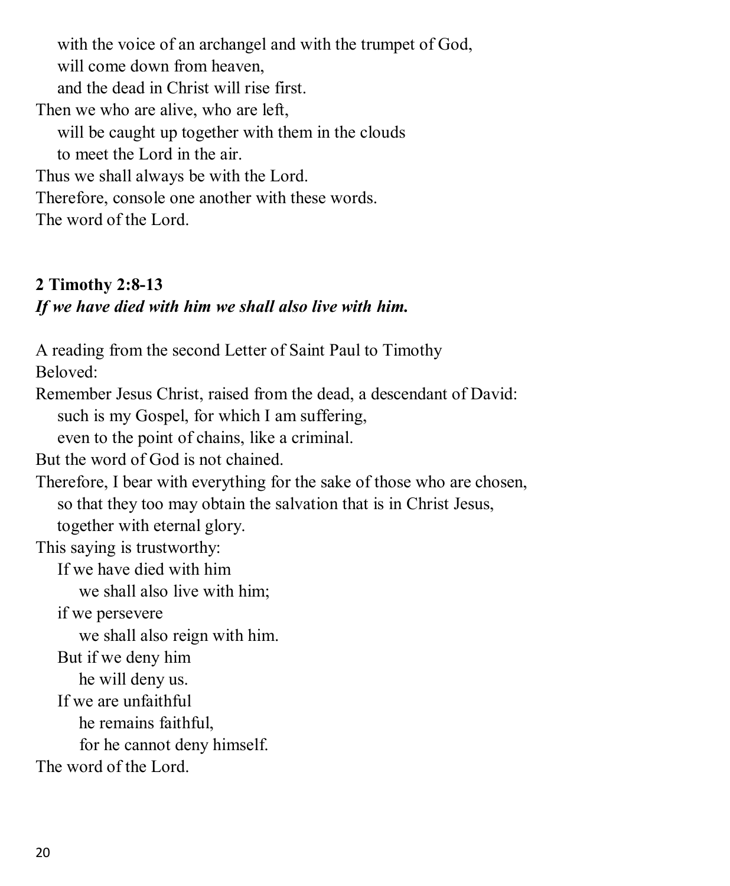with the voice of an archangel and with the trumpet of God,
will come down from heaven,
and the dead in Christ will rise first.
Then we who are alive, who are left,
will be caught up together with them in the clouds
to meet the Lord in the air.
Thus we shall always be with the Lord.
Therefore, console one another with these words.
The word of the Lord.

**2 Timothy 2:8-13**
***If we have died with him we shall also live with him.***

A reading from the second Letter of Saint Paul to Timothy
Beloved:
Remember Jesus Christ, raised from the dead, a descendant of David:
such is my Gospel, for which I am suffering,
even to the point of chains, like a criminal.
But the word of God is not chained.
Therefore, I bear with everything for the sake of those who are chosen,
so that they too may obtain the salvation that is in Christ Jesus,
together with eternal glory.
This saying is trustworthy:
If we have died with him
we shall also live with him;
if we persevere
we shall also reign with him.
But if we deny him
he will deny us.
If we are unfaithful
he remains faithful,
for he cannot deny himself.
The word of the Lord.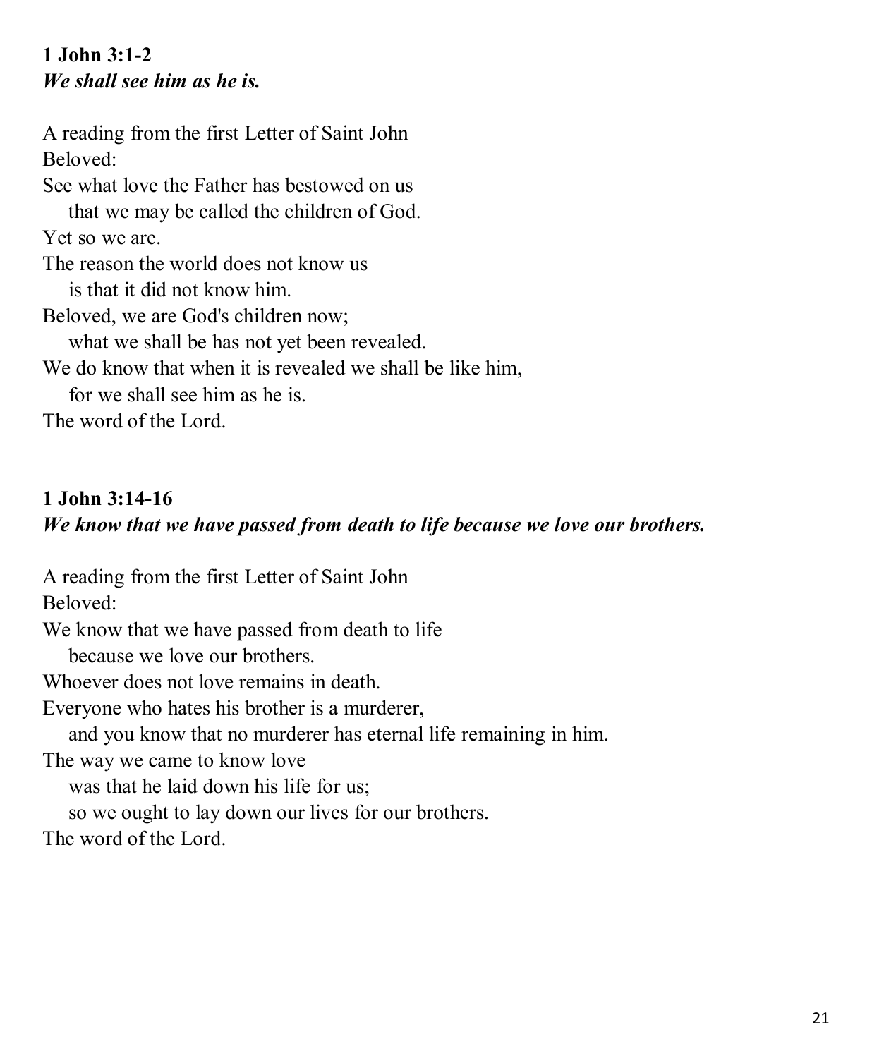**1 John 3:1-2**
***We shall see him as he is.***

A reading from the first Letter of Saint John
Beloved:
See what love the Father has bestowed on us
&nbsp;&nbsp;&nbsp;&nbsp;that we may be called the children of God.
Yet so we are.
The reason the world does not know us
&nbsp;&nbsp;&nbsp;&nbsp;is that it did not know him.
Beloved, we are God's children now;
&nbsp;&nbsp;&nbsp;&nbsp;what we shall be has not yet been revealed.
We do know that when it is revealed we shall be like him,
&nbsp;&nbsp;&nbsp;&nbsp;for we shall see him as he is.
The word of the Lord.

**1 John 3:14-16**
***We know that we have passed from death to life because we love our brothers.***

A reading from the first Letter of Saint John
Beloved:
We know that we have passed from death to life
&nbsp;&nbsp;&nbsp;&nbsp;because we love our brothers.
Whoever does not love remains in death.
Everyone who hates his brother is a murderer,
&nbsp;&nbsp;&nbsp;&nbsp;and you know that no murderer has eternal life remaining in him.
The way we came to know love
&nbsp;&nbsp;&nbsp;&nbsp;was that he laid down his life for us;
&nbsp;&nbsp;&nbsp;&nbsp;so we ought to lay down our lives for our brothers.
The word of the Lord.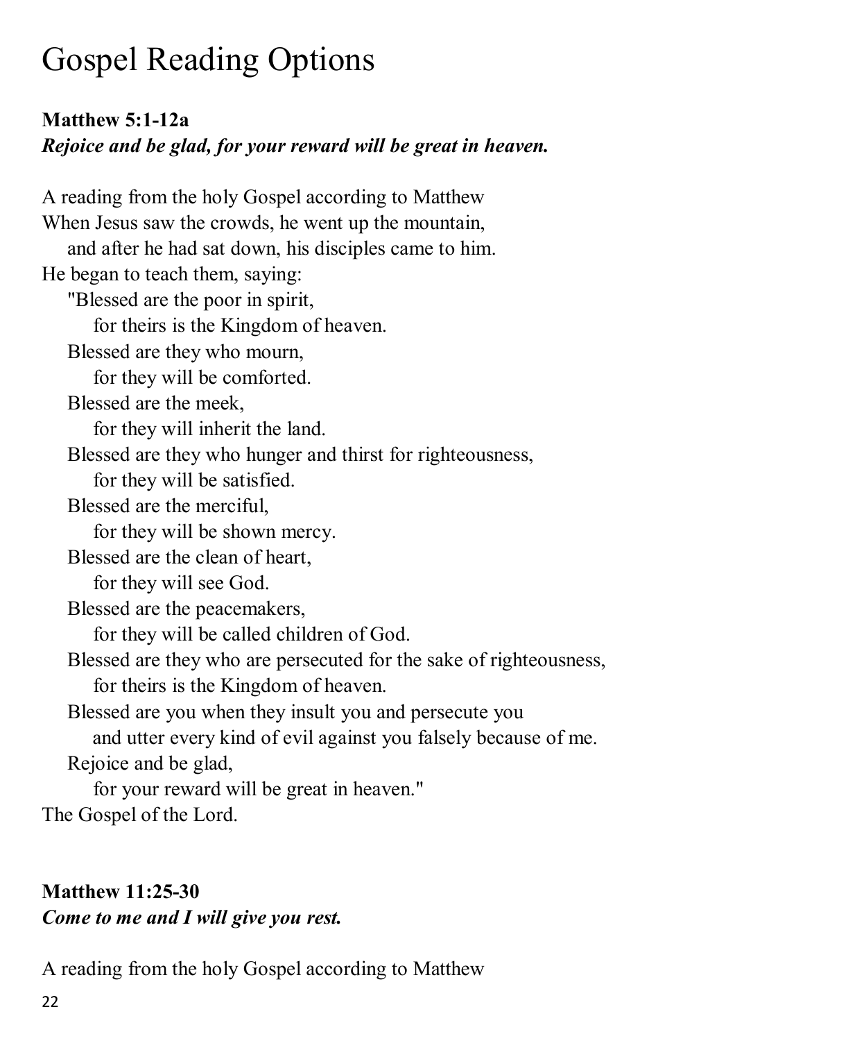# Gospel Reading Options

**Matthew 5:1-12a**
***Rejoice and be glad, for your reward will be great in heaven.***

A reading from the holy Gospel according to Matthew
When Jesus saw the crowds, he went up the mountain,
and after he had sat down, his disciples came to him.
He began to teach them, saying:
"Blessed are the poor in spirit,
for theirs is the Kingdom of heaven.
Blessed are they who mourn,
for they will be comforted.
Blessed are the meek,
for they will inherit the land.
Blessed are they who hunger and thirst for righteousness,
for they will be satisfied.
Blessed are the merciful,
for they will be shown mercy.
Blessed are the clean of heart,
for they will see God.
Blessed are the peacemakers,
for they will be called children of God.
Blessed are they who are persecuted for the sake of righteousness,
for theirs is the Kingdom of heaven.
Blessed are you when they insult you and persecute you
and utter every kind of evil against you falsely because of me.
Rejoice and be glad,
for your reward will be great in heaven."
The Gospel of the Lord.

**Matthew 11:25-30**
***Come to me and I will give you rest.***

A reading from the holy Gospel according to Matthew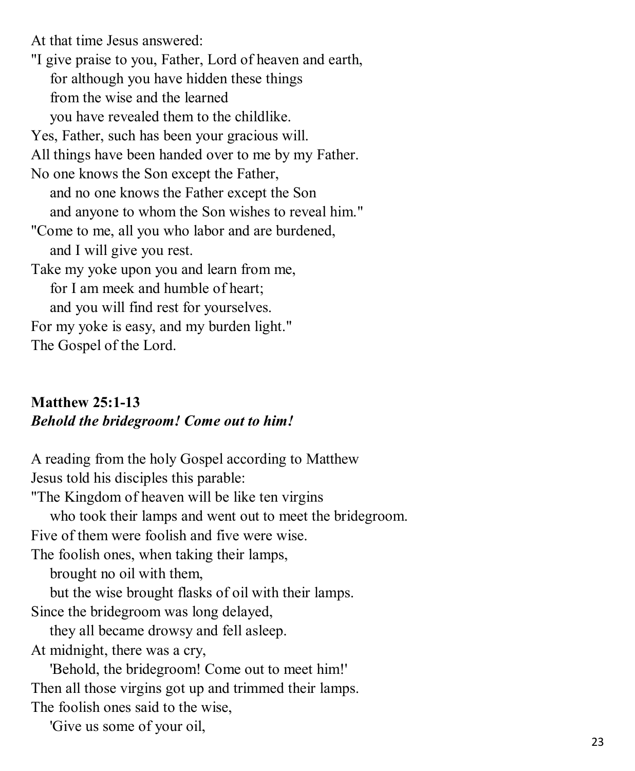At that time Jesus answered:
"I give praise to you, Father, Lord of heaven and earth,
    for although you have hidden these things
    from the wise and the learned
    you have revealed them to the childlike.
Yes, Father, such has been your gracious will.
All things have been handed over to me by my Father.
No one knows the Son except the Father,
    and no one knows the Father except the Son
    and anyone to whom the Son wishes to reveal him."
"Come to me, all you who labor and are burdened,
    and I will give you rest.
Take my yoke upon you and learn from me,
    for I am meek and humble of heart;
    and you will find rest for yourselves.
For my yoke is easy, and my burden light."
The Gospel of the Lord.

**Matthew 25:1-13**
***Behold the bridegroom! Come out to him!***

A reading from the holy Gospel according to Matthew
Jesus told his disciples this parable:
"The Kingdom of heaven will be like ten virgins
    who took their lamps and went out to meet the bridegroom.
Five of them were foolish and five were wise.
The foolish ones, when taking their lamps,
    brought no oil with them,
    but the wise brought flasks of oil with their lamps.
Since the bridegroom was long delayed,
    they all became drowsy and fell asleep.
At midnight, there was a cry,
    'Behold, the bridegroom! Come out to meet him!'
Then all those virgins got up and trimmed their lamps.
The foolish ones said to the wise,
    'Give us some of your oil,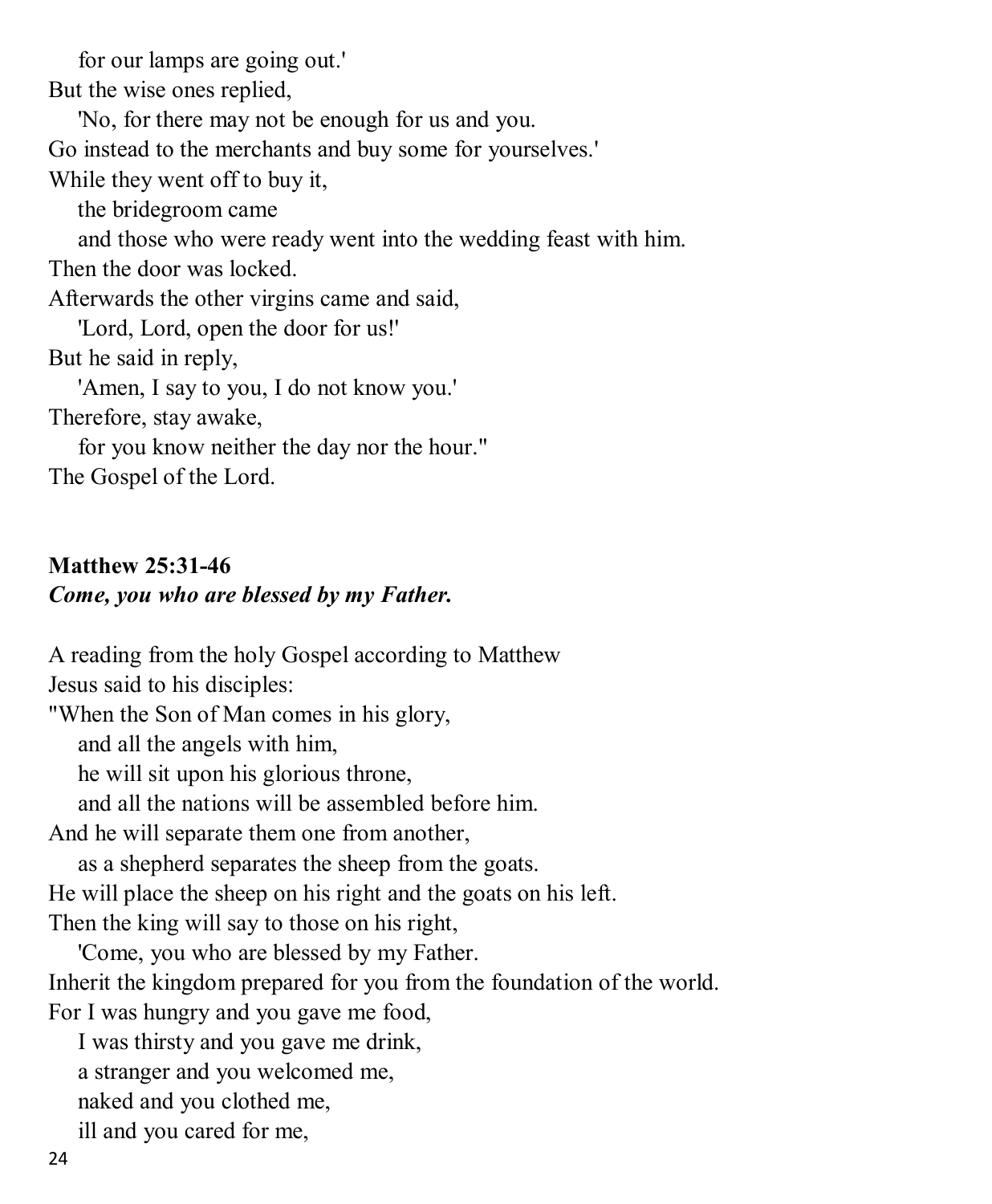for our lamps are going out.'
But the wise ones replied,
'No, for there may not be enough for us and you.
Go instead to the merchants and buy some for yourselves.'
While they went off to buy it,
the bridegroom came
and those who were ready went into the wedding feast with him.
Then the door was locked.
Afterwards the other virgins came and said,
'Lord, Lord, open the door for us!'
But he said in reply,
'Amen, I say to you, I do not know you.'
Therefore, stay awake,
for you know neither the day nor the hour."
The Gospel of the Lord.

**Matthew 25:31-46**
***Come, you who are blessed by my Father.***

A reading from the holy Gospel according to Matthew
Jesus said to his disciples:
"When the Son of Man comes in his glory,
and all the angels with him,
he will sit upon his glorious throne,
and all the nations will be assembled before him.
And he will separate them one from another,
as a shepherd separates the sheep from the goats.
He will place the sheep on his right and the goats on his left.
Then the king will say to those on his right,
'Come, you who are blessed by my Father.
Inherit the kingdom prepared for you from the foundation of the world.
For I was hungry and you gave me food,
I was thirsty and you gave me drink,
a stranger and you welcomed me,
naked and you clothed me,
ill and you cared for me,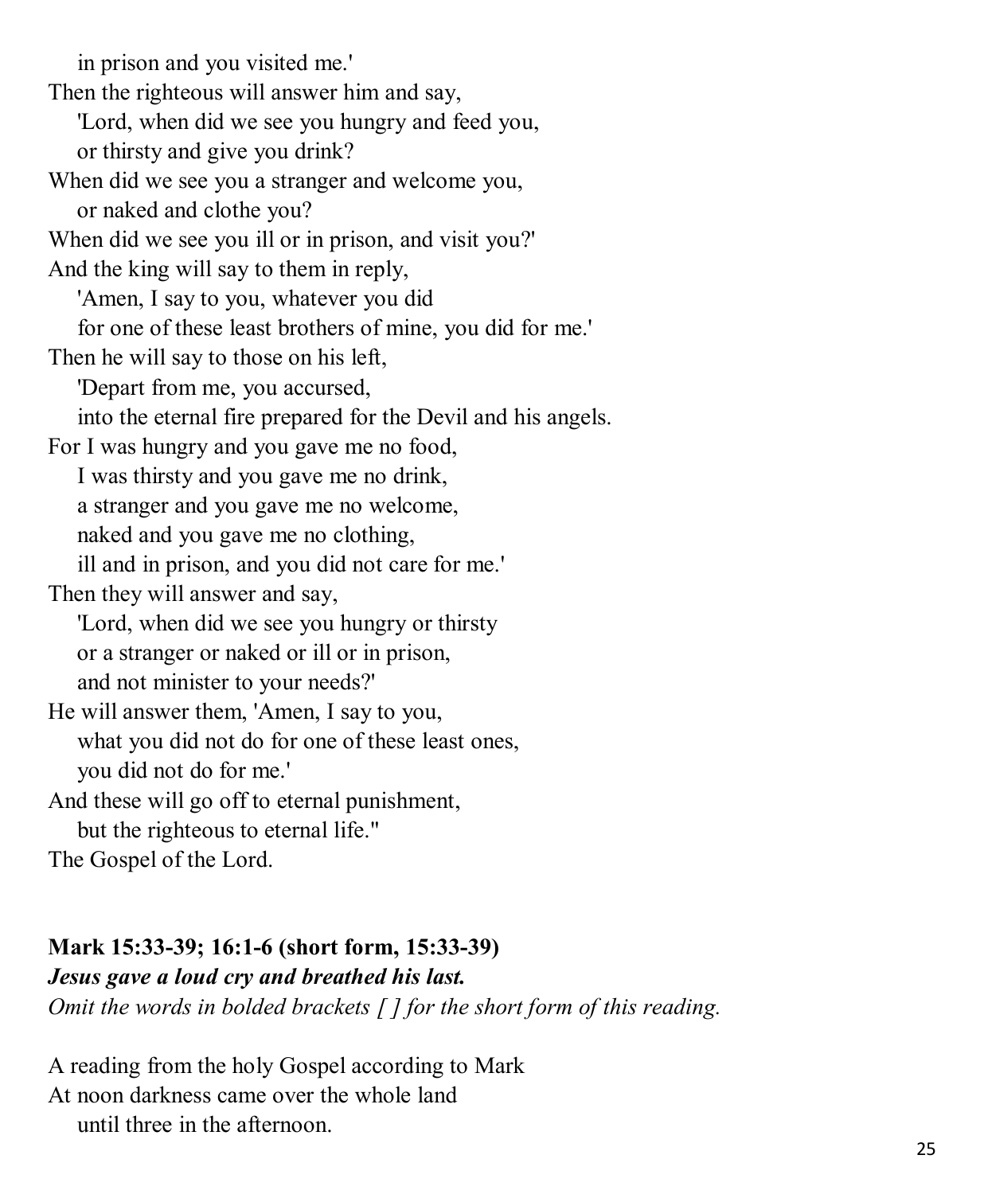in prison and you visited me.'
Then the righteous will answer him and say,
'Lord, when did we see you hungry and feed you,
or thirsty and give you drink?
When did we see you a stranger and welcome you,
or naked and clothe you?
When did we see you ill or in prison, and visit you?'
And the king will say to them in reply,
'Amen, I say to you, whatever you did
for one of these least brothers of mine, you did for me.'
Then he will say to those on his left,
'Depart from me, you accursed,
into the eternal fire prepared for the Devil and his angels.
For I was hungry and you gave me no food,
I was thirsty and you gave me no drink,
a stranger and you gave me no welcome,
naked and you gave me no clothing,
ill and in prison, and you did not care for me.'
Then they will answer and say,
'Lord, when did we see you hungry or thirsty
or a stranger or naked or ill or in prison,
and not minister to your needs?'
He will answer them, 'Amen, I say to you,
what you did not do for one of these least ones,
you did not do for me.'
And these will go off to eternal punishment,
but the righteous to eternal life."
The Gospel of the Lord.

**Mark 15:33-39; 16:1-6 (short form, 15:33-39)**
***Jesus gave a loud cry and breathed his last.***
*Omit the words in bolded brackets [ ] for the short form of this reading.*

A reading from the holy Gospel according to Mark
At noon darkness came over the whole land
until three in the afternoon.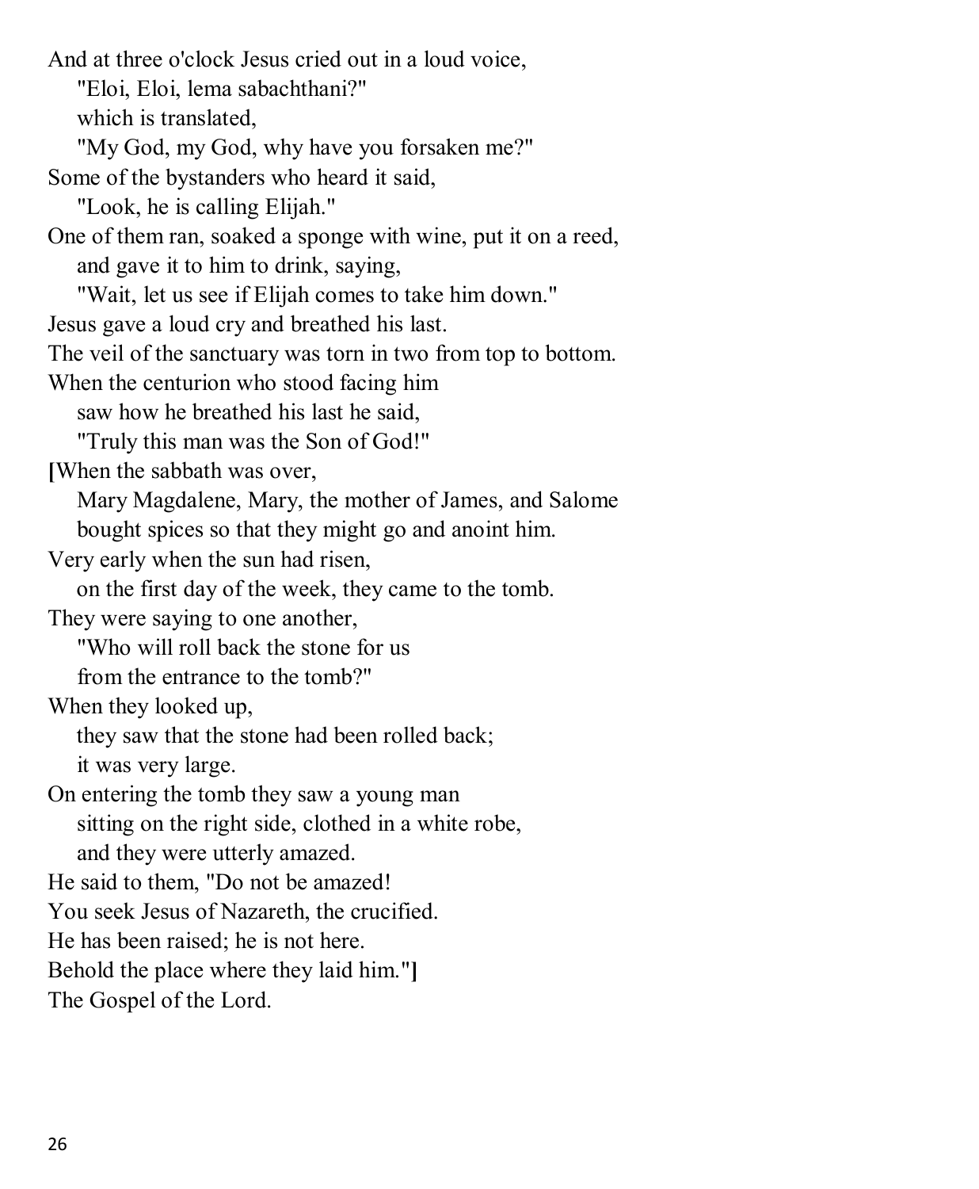And at three o'clock Jesus cried out in a loud voice,
"Eloi, Eloi, lema sabachthani?"
which is translated,
"My God, my God, why have you forsaken me?"
Some of the bystanders who heard it said,
"Look, he is calling Elijah."
One of them ran, soaked a sponge with wine, put it on a reed,
and gave it to him to drink, saying,
"Wait, let us see if Elijah comes to take him down."
Jesus gave a loud cry and breathed his last.
The veil of the sanctuary was torn in two from top to bottom.
When the centurion who stood facing him
saw how he breathed his last he said,
"Truly this man was the Son of God!"
**[**When the sabbath was over,
Mary Magdalene, Mary, the mother of James, and Salome
bought spices so that they might go and anoint him.
Very early when the sun had risen,
on the first day of the week, they came to the tomb.
They were saying to one another,
"Who will roll back the stone for us
from the entrance to the tomb?"
When they looked up,
they saw that the stone had been rolled back;
it was very large.
On entering the tomb they saw a young man
sitting on the right side, clothed in a white robe,
and they were utterly amazed.
He said to them, "Do not be amazed!
You seek Jesus of Nazareth, the crucified.
He has been raised; he is not here.
Behold the place where they laid him."**]**
The Gospel of the Lord.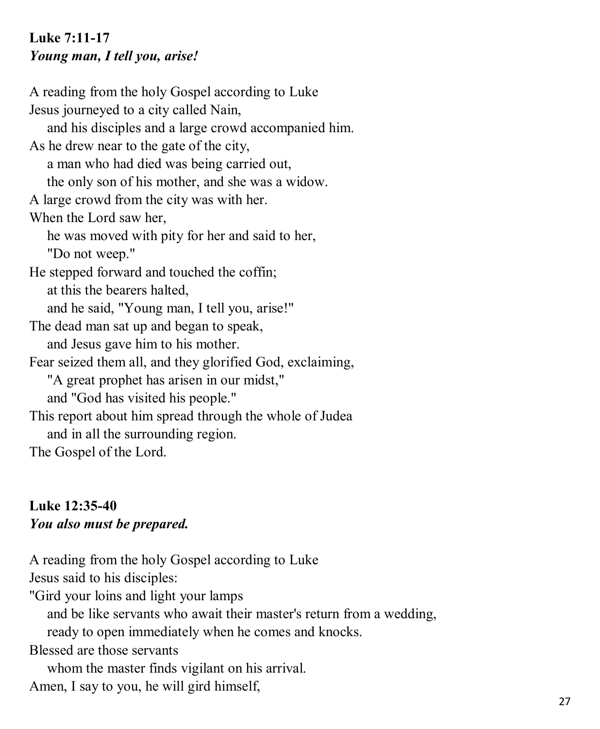**Luke 7:11-17**
***Young man, I tell you, arise!***

A reading from the holy Gospel according to Luke
Jesus journeyed to a city called Nain,
    and his disciples and a large crowd accompanied him.
As he drew near to the gate of the city,
    a man who had died was being carried out,
    the only son of his mother, and she was a widow.
A large crowd from the city was with her.
When the Lord saw her,
    he was moved with pity for her and said to her,
    "Do not weep."
He stepped forward and touched the coffin;
    at this the bearers halted,
    and he said, "Young man, I tell you, arise!"
The dead man sat up and began to speak,
    and Jesus gave him to his mother.
Fear seized them all, and they glorified God, exclaiming,
    "A great prophet has arisen in our midst,"
    and "God has visited his people."
This report about him spread through the whole of Judea
    and in all the surrounding region.
The Gospel of the Lord.

**Luke 12:35-40**
***You also must be prepared.***

A reading from the holy Gospel according to Luke
Jesus said to his disciples:
"Gird your loins and light your lamps
    and be like servants who await their master's return from a wedding,
    ready to open immediately when he comes and knocks.
Blessed are those servants
    whom the master finds vigilant on his arrival.
Amen, I say to you, he will gird himself,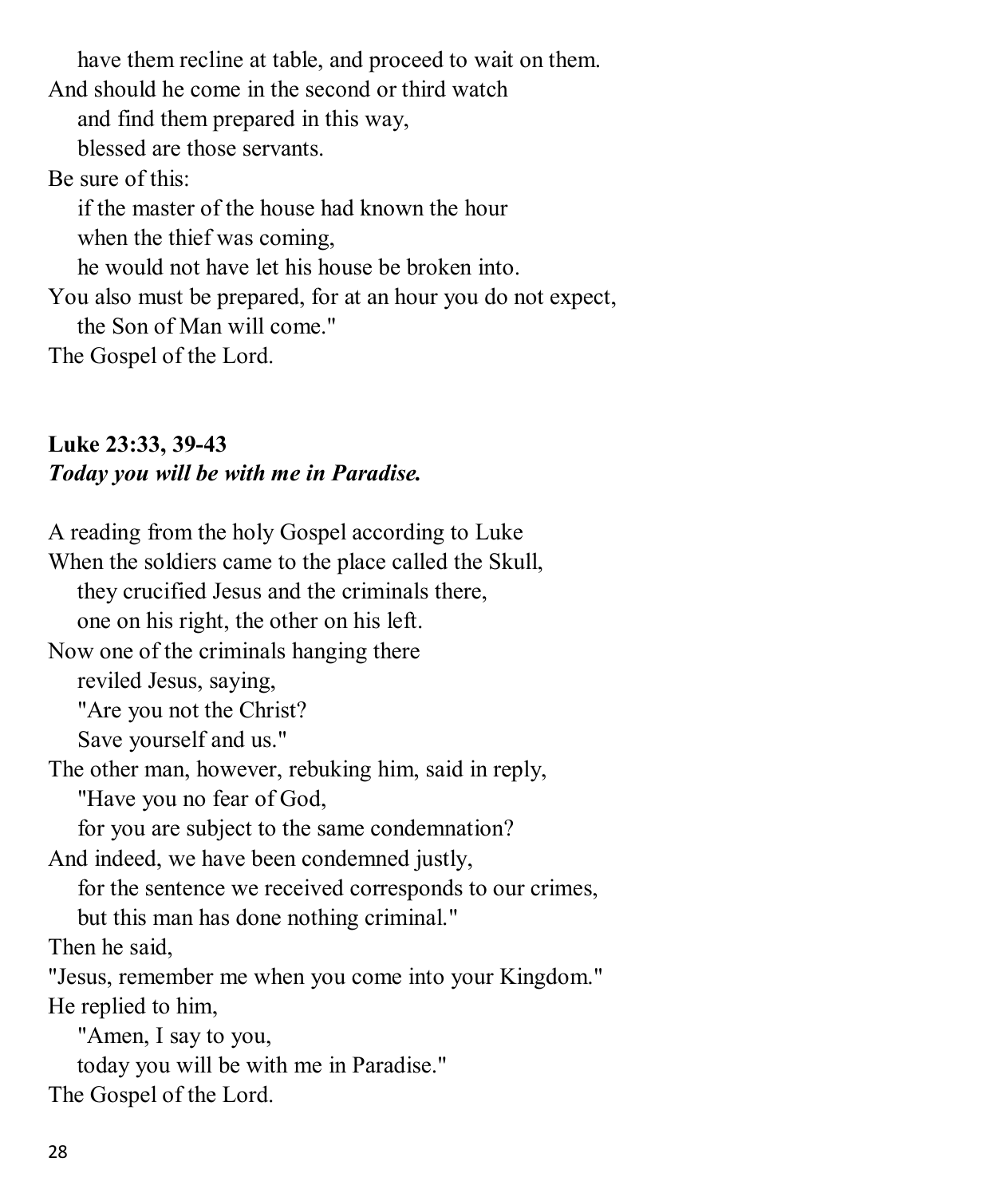have them recline at table, and proceed to wait on them.
And should he come in the second or third watch
and find them prepared in this way,
blessed are those servants.
Be sure of this:
if the master of the house had known the hour
when the thief was coming,
he would not have let his house be broken into.
You also must be prepared, for at an hour you do not expect,
the Son of Man will come."
The Gospel of the Lord.

**Luke 23:33, 39-43**
***Today you will be with me in Paradise.***

A reading from the holy Gospel according to Luke
When the soldiers came to the place called the Skull,
they crucified Jesus and the criminals there,
one on his right, the other on his left.
Now one of the criminals hanging there
reviled Jesus, saying,
"Are you not the Christ?
Save yourself and us."
The other man, however, rebuking him, said in reply,
"Have you no fear of God,
for you are subject to the same condemnation?
And indeed, we have been condemned justly,
for the sentence we received corresponds to our crimes,
but this man has done nothing criminal."
Then he said,
"Jesus, remember me when you come into your Kingdom."
He replied to him,
"Amen, I say to you,
today you will be with me in Paradise."
The Gospel of the Lord.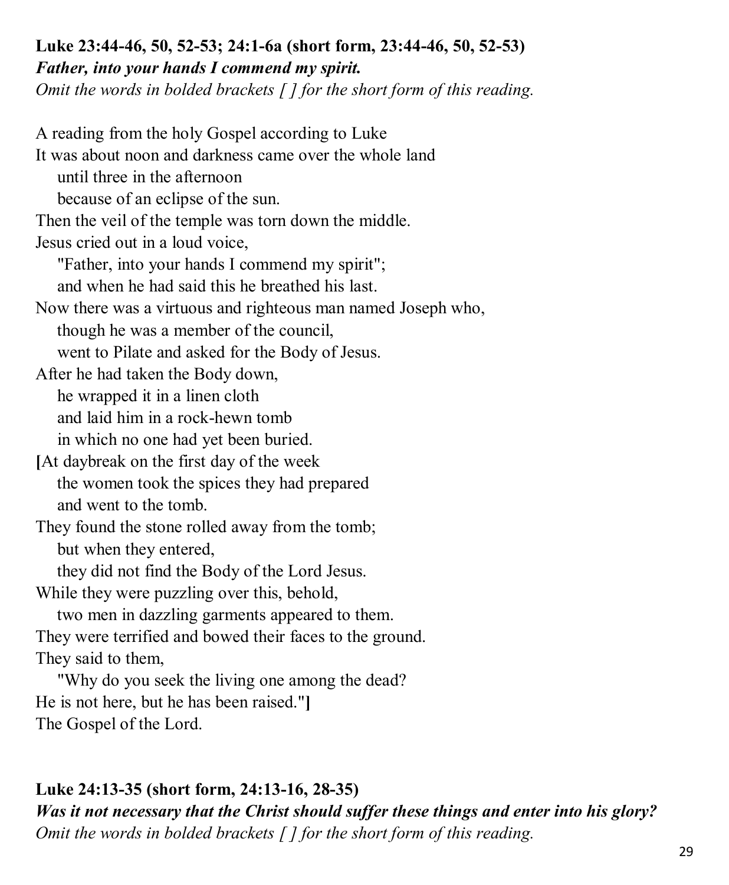**Luke 23:44-46, 50, 52-53; 24:1-6a (short form, 23:44-46, 50, 52-53)**
***Father, into your hands I commend my spirit.***
*Omit the words in bolded brackets [ ] for the short form of this reading.*

A reading from the holy Gospel according to Luke
It was about noon and darkness came over the whole land
  until three in the afternoon
  because of an eclipse of the sun.
Then the veil of the temple was torn down the middle.
Jesus cried out in a loud voice,
  "Father, into your hands I commend my spirit";
  and when he had said this he breathed his last.
Now there was a virtuous and righteous man named Joseph who,
  though he was a member of the council,
  went to Pilate and asked for the Body of Jesus.
After he had taken the Body down,
  he wrapped it in a linen cloth
  and laid him in a rock-hewn tomb
  in which no one had yet been buried.
**[**At daybreak on the first day of the week
  the women took the spices they had prepared
  and went to the tomb.
They found the stone rolled away from the tomb;
  but when they entered,
  they did not find the Body of the Lord Jesus.
While they were puzzling over this, behold,
  two men in dazzling garments appeared to them.
They were terrified and bowed their faces to the ground.
They said to them,
  "Why do you seek the living one among the dead?
He is not here, but he has been raised."**]**
The Gospel of the Lord.

**Luke 24:13-35 (short form, 24:13-16, 28-35)**
***Was it not necessary that the Christ should suffer these things and enter into his glory?***
*Omit the words in bolded brackets [ ] for the short form of this reading.*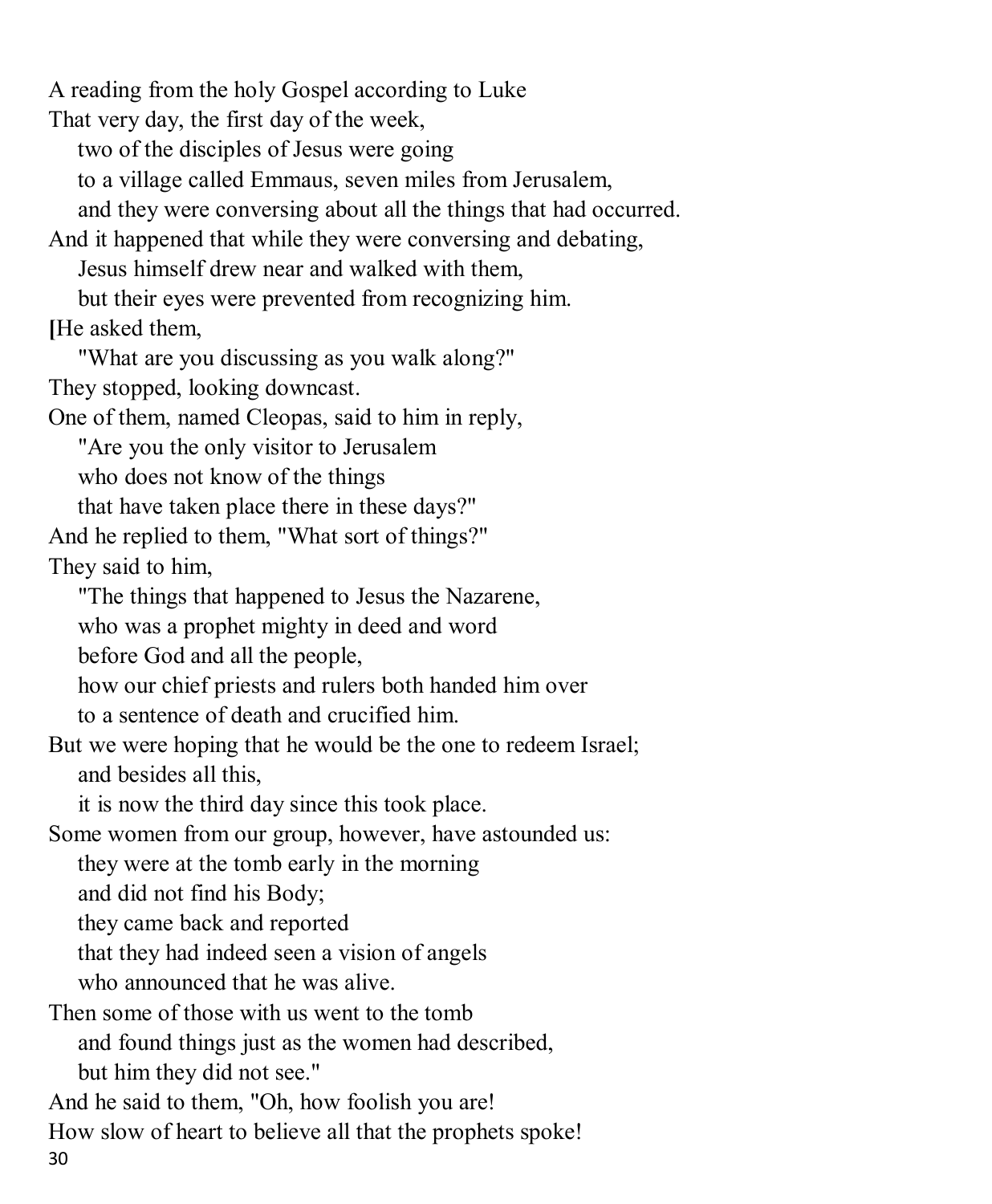A reading from the holy Gospel according to Luke

That very day, the first day of the week,
two of the disciples of Jesus were going
to a village called Emmaus, seven miles from Jerusalem,
and they were conversing about all the things that had occurred.
And it happened that while they were conversing and debating,
Jesus himself drew near and walked with them,
but their eyes were prevented from recognizing him.
[He asked them,
"What are you discussing as you walk along?"
They stopped, looking downcast.
One of them, named Cleopas, said to him in reply,
"Are you the only visitor to Jerusalem
who does not know of the things
that have taken place there in these days?"
And he replied to them, "What sort of things?"
They said to him,
"The things that happened to Jesus the Nazarene,
who was a prophet mighty in deed and word
before God and all the people,
how our chief priests and rulers both handed him over
to a sentence of death and crucified him.
But we were hoping that he would be the one to redeem Israel;
and besides all this,
it is now the third day since this took place.
Some women from our group, however, have astounded us:
they were at the tomb early in the morning
and did not find his Body;
they came back and reported
that they had indeed seen a vision of angels
who announced that he was alive.
Then some of those with us went to the tomb
and found things just as the women had described,
but him they did not see."
And he said to them, "Oh, how foolish you are!
How slow of heart to believe all that the prophets spoke!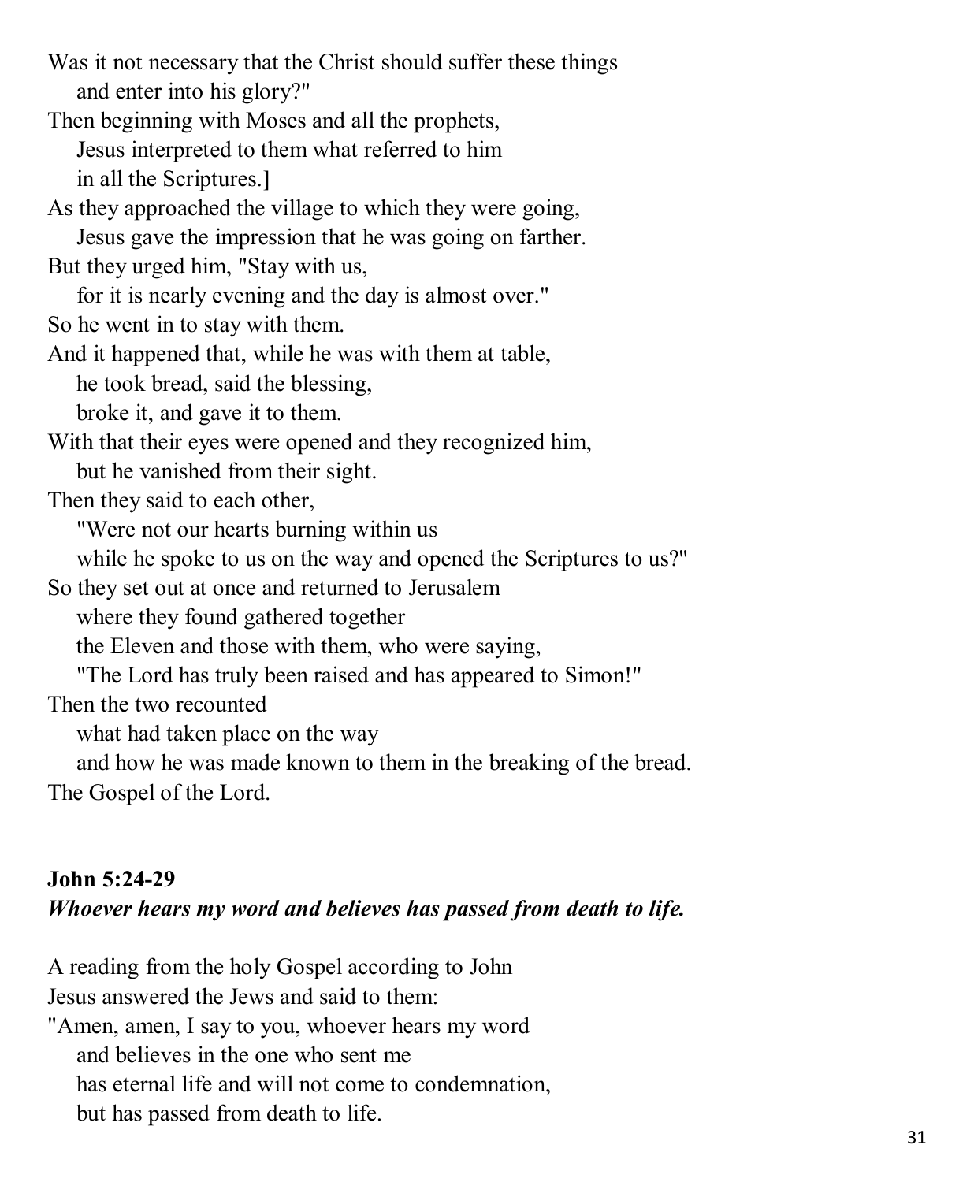Was it not necessary that the Christ should suffer these things
and enter into his glory?"
Then beginning with Moses and all the prophets,
Jesus interpreted to them what referred to him
in all the Scriptures.]
As they approached the village to which they were going,
Jesus gave the impression that he was going on farther.
But they urged him, "Stay with us,
for it is nearly evening and the day is almost over."
So he went in to stay with them.
And it happened that, while he was with them at table,
he took bread, said the blessing,
broke it, and gave it to them.
With that their eyes were opened and they recognized him,
but he vanished from their sight.
Then they said to each other,
"Were not our hearts burning within us
while he spoke to us on the way and opened the Scriptures to us?"
So they set out at once and returned to Jerusalem
where they found gathered together
the Eleven and those with them, who were saying,
"The Lord has truly been raised and has appeared to Simon!"
Then the two recounted
what had taken place on the way
and how he was made known to them in the breaking of the bread.
The Gospel of the Lord.

**John 5:24-29**
***Whoever hears my word and believes has passed from death to life.***

A reading from the holy Gospel according to John
Jesus answered the Jews and said to them:
"Amen, amen, I say to you, whoever hears my word
and believes in the one who sent me
has eternal life and will not come to condemnation,
but has passed from death to life.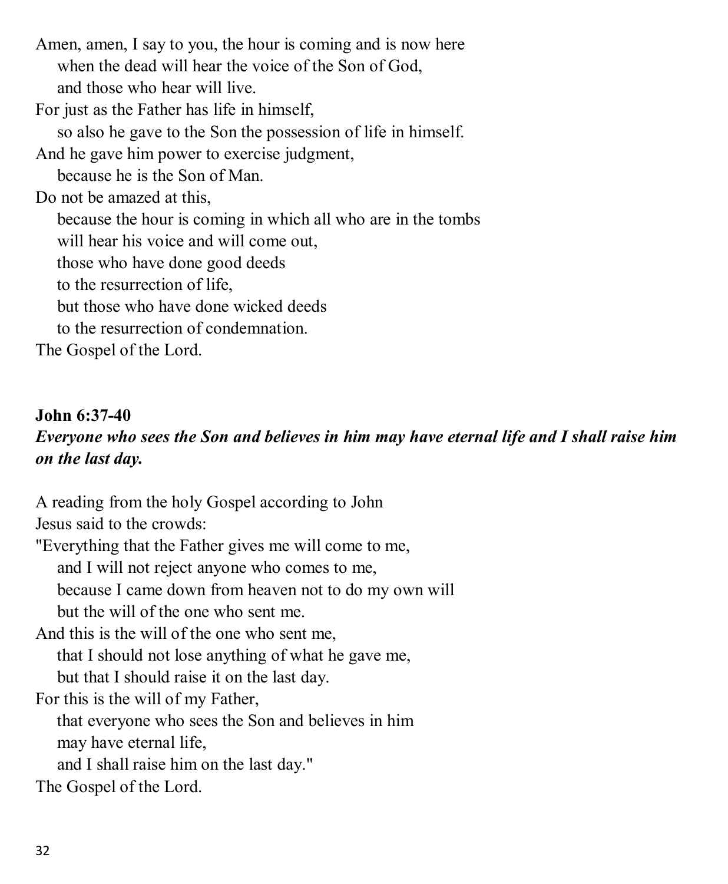Amen, amen, I say to you, the hour is coming and is now here
when the dead will hear the voice of the Son of God,
and those who hear will live.
For just as the Father has life in himself,
so also he gave to the Son the possession of life in himself.
And he gave him power to exercise judgment,
because he is the Son of Man.
Do not be amazed at this,
because the hour is coming in which all who are in the tombs
will hear his voice and will come out,
those who have done good deeds
to the resurrection of life,
but those who have done wicked deeds
to the resurrection of condemnation.
The Gospel of the Lord.

**John 6:37-40**

***Everyone who sees the Son and believes in him may have eternal life and I shall raise him on the last day.***

A reading from the holy Gospel according to John
Jesus said to the crowds:
"Everything that the Father gives me will come to me,
and I will not reject anyone who comes to me,
because I came down from heaven not to do my own will
but the will of the one who sent me.
And this is the will of the one who sent me,
that I should not lose anything of what he gave me,
but that I should raise it on the last day.
For this is the will of my Father,
that everyone who sees the Son and believes in him
may have eternal life,
and I shall raise him on the last day."
The Gospel of the Lord.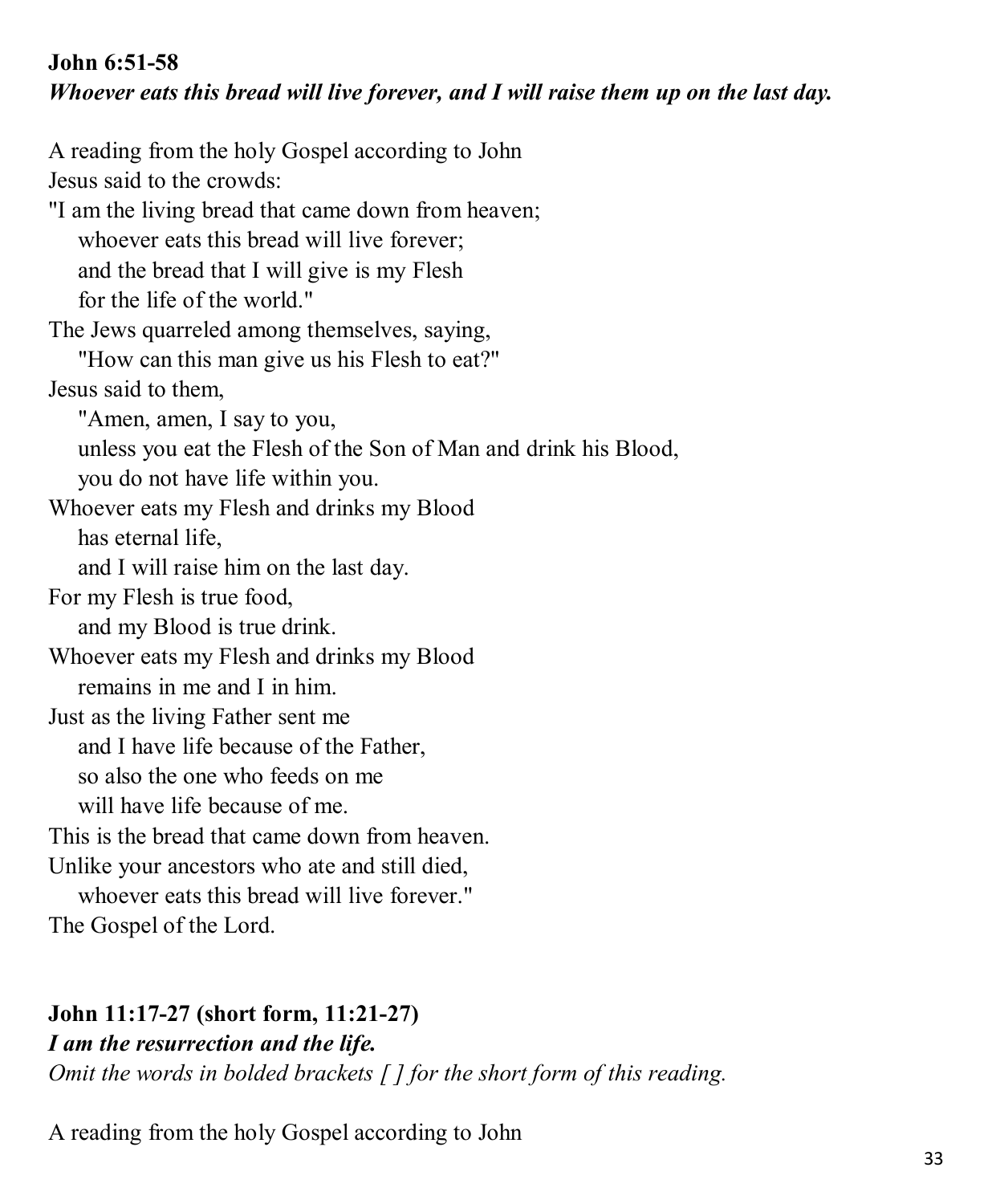**John 6:51-58**
***Whoever eats this bread will live forever, and I will raise them up on the last day.***

A reading from the holy Gospel according to John
Jesus said to the crowds:
"I am the living bread that came down from heaven;
  whoever eats this bread will live forever;
  and the bread that I will give is my Flesh
  for the life of the world."
The Jews quarreled among themselves, saying,
  "How can this man give us his Flesh to eat?"
Jesus said to them,
  "Amen, amen, I say to you,
  unless you eat the Flesh of the Son of Man and drink his Blood,
  you do not have life within you.
Whoever eats my Flesh and drinks my Blood
  has eternal life,
  and I will raise him on the last day.
For my Flesh is true food,
  and my Blood is true drink.
Whoever eats my Flesh and drinks my Blood
  remains in me and I in him.
Just as the living Father sent me
  and I have life because of the Father,
  so also the one who feeds on me
  will have life because of me.
This is the bread that came down from heaven.
Unlike your ancestors who ate and still died,
  whoever eats this bread will live forever."
The Gospel of the Lord.

**John 11:17-27 (short form, 11:21-27)**
***I am the resurrection and the life.***
*Omit the words in bolded brackets [ ] for the short form of this reading.*

A reading from the holy Gospel according to John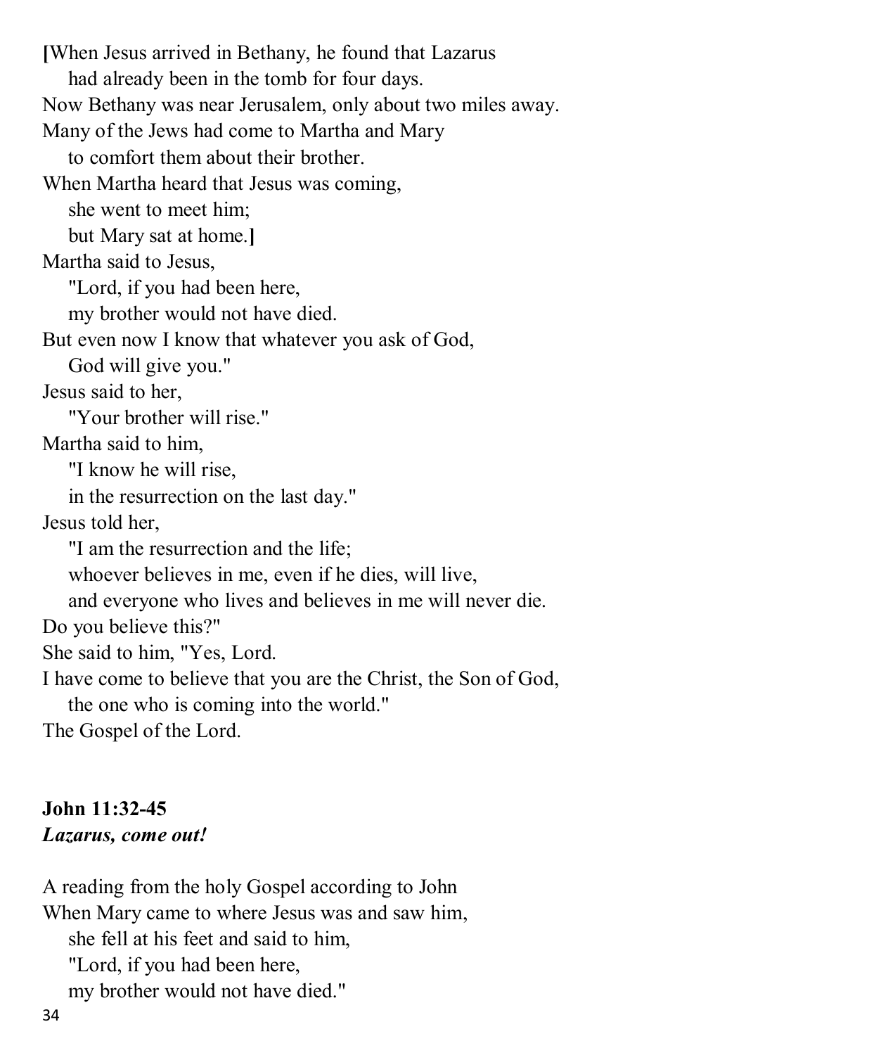[When Jesus arrived in Bethany, he found that Lazarus
had already been in the tomb for four days.
Now Bethany was near Jerusalem, only about two miles away.
Many of the Jews had come to Martha and Mary
to comfort them about their brother.
When Martha heard that Jesus was coming,
she went to meet him;
but Mary sat at home.]
Martha said to Jesus,
"Lord, if you had been here,
my brother would not have died.
But even now I know that whatever you ask of God,
God will give you."
Jesus said to her,
"Your brother will rise."
Martha said to him,
"I know he will rise,
in the resurrection on the last day."
Jesus told her,
"I am the resurrection and the life;
whoever believes in me, even if he dies, will live,
and everyone who lives and believes in me will never die.
Do you believe this?"
She said to him, "Yes, Lord.
I have come to believe that you are the Christ, the Son of God,
the one who is coming into the world."
The Gospel of the Lord.

**John 11:32-45**
***Lazarus, come out!***

A reading from the holy Gospel according to John
When Mary came to where Jesus was and saw him,
she fell at his feet and said to him,
"Lord, if you had been here,
my brother would not have died."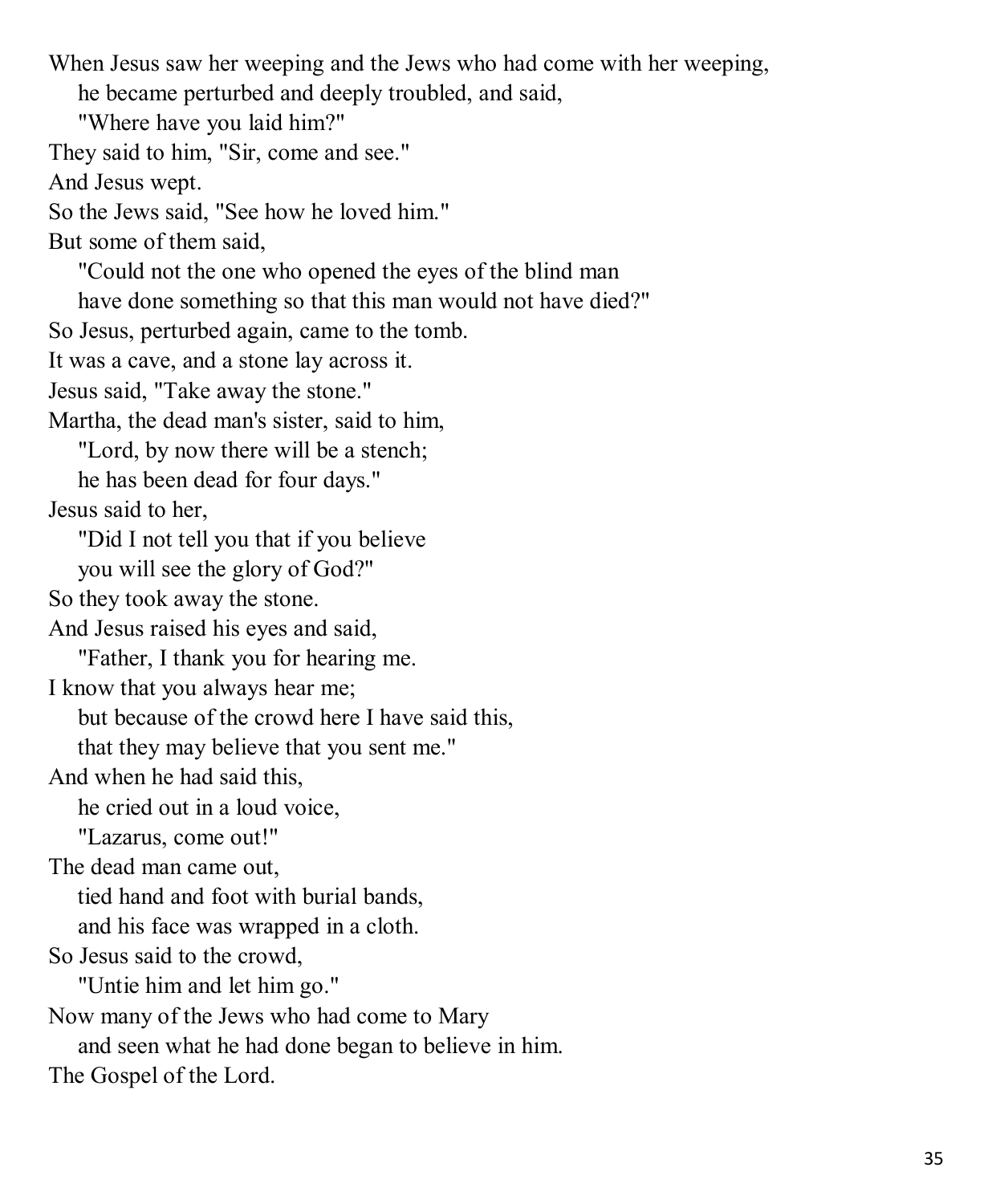When Jesus saw her weeping and the Jews who had come with her weeping,  
he became perturbed and deeply troubled, and said,  
"Where have you laid him?"  
They said to him, "Sir, come and see."  
And Jesus wept.  
So the Jews said, "See how he loved him."  
But some of them said,  
"Could not the one who opened the eyes of the blind man  
have done something so that this man would not have died?"  
So Jesus, perturbed again, came to the tomb.  
It was a cave, and a stone lay across it.  
Jesus said, "Take away the stone."  
Martha, the dead man's sister, said to him,  
"Lord, by now there will be a stench;  
he has been dead for four days."  
Jesus said to her,  
"Did I not tell you that if you believe  
you will see the glory of God?"  
So they took away the stone.  
And Jesus raised his eyes and said,  
"Father, I thank you for hearing me.  
I know that you always hear me;  
but because of the crowd here I have said this,  
that they may believe that you sent me."  
And when he had said this,  
he cried out in a loud voice,  
"Lazarus, come out!"  
The dead man came out,  
tied hand and foot with burial bands,  
and his face was wrapped in a cloth.  
So Jesus said to the crowd,  
"Untie him and let him go."  
Now many of the Jews who had come to Mary  
and seen what he had done began to believe in him.  
The Gospel of the Lord.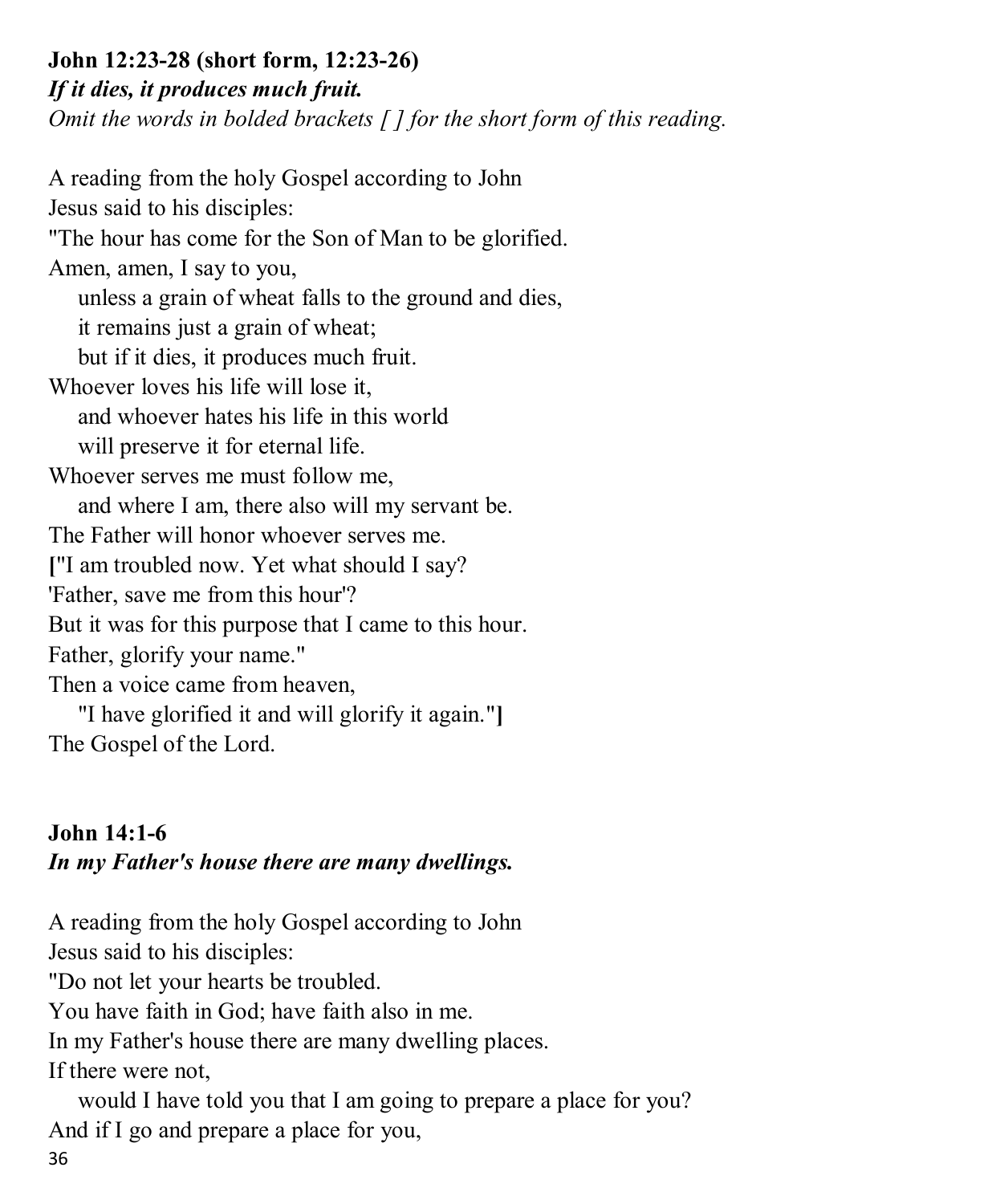**John 12:23-28 (short form, 12:23-26)**
***If it dies, it produces much fruit.***
*Omit the words in bolded brackets [ ] for the short form of this reading.*

A reading from the holy Gospel according to John
Jesus said to his disciples:
"The hour has come for the Son of Man to be glorified.
Amen, amen, I say to you,
    unless a grain of wheat falls to the ground and dies,
    it remains just a grain of wheat;
    but if it dies, it produces much fruit.
Whoever loves his life will lose it,
    and whoever hates his life in this world
    will preserve it for eternal life.
Whoever serves me must follow me,
    and where I am, there also will my servant be.
The Father will honor whoever serves me.
**[**"I am troubled now. Yet what should I say?
'Father, save me from this hour'?
But it was for this purpose that I came to this hour.
Father, glorify your name."
Then a voice came from heaven,
    "I have glorified it and will glorify it again."**]**
The Gospel of the Lord.

**John 14:1-6**
***In my Father's house there are many dwellings.***

A reading from the holy Gospel according to John
Jesus said to his disciples:
"Do not let your hearts be troubled.
You have faith in God; have faith also in me.
In my Father's house there are many dwelling places.
If there were not,
    would I have told you that I am going to prepare a place for you?
And if I go and prepare a place for you,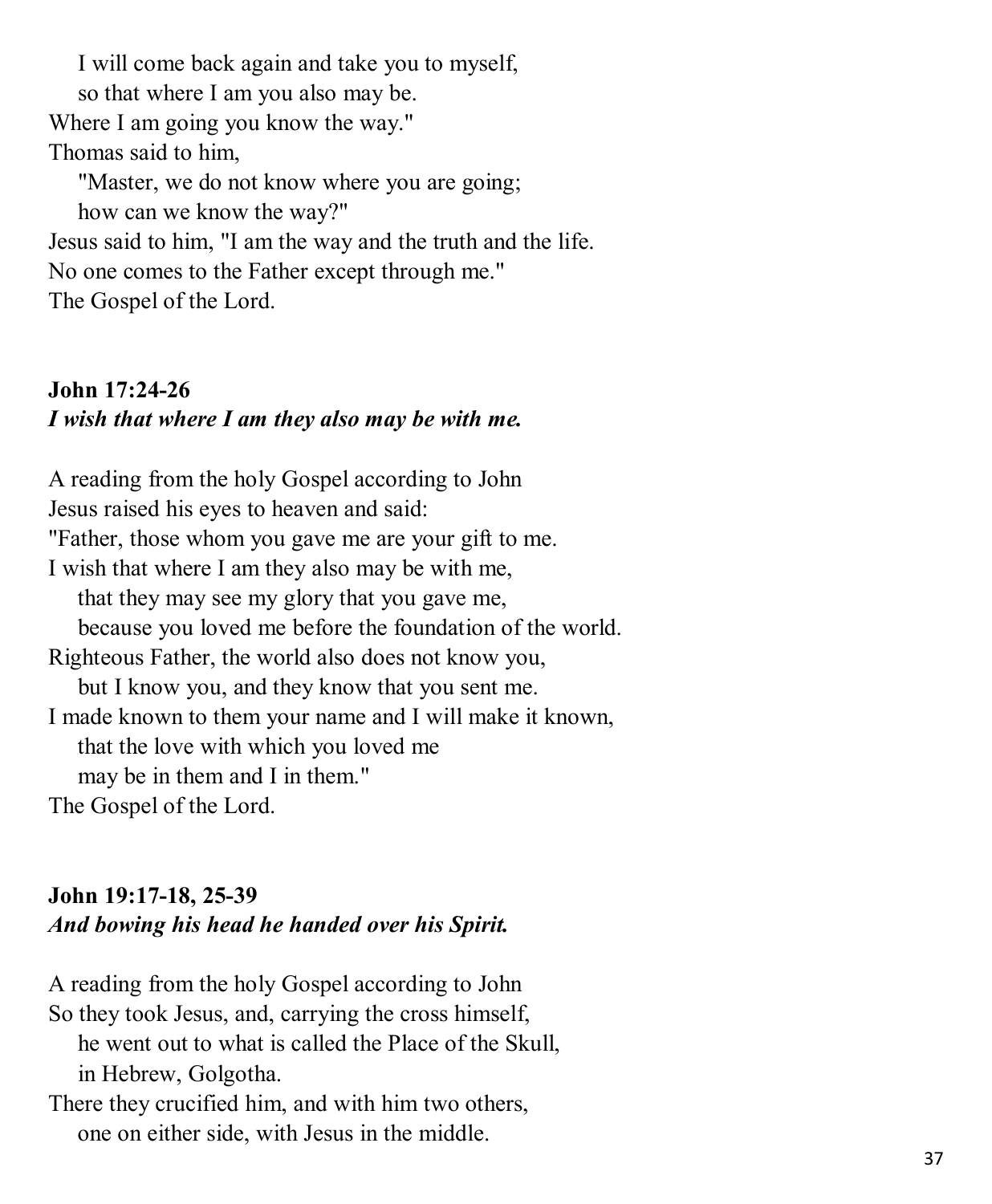I will come back again and take you to myself,
so that where I am you also may be.
Where I am going you know the way."
Thomas said to him,
"Master, we do not know where you are going;
how can we know the way?"
Jesus said to him, "I am the way and the truth and the life.
No one comes to the Father except through me."
The Gospel of the Lord.

**John 17:24-26**
***I wish that where I am they also may be with me.***

A reading from the holy Gospel according to John
Jesus raised his eyes to heaven and said:
"Father, those whom you gave me are your gift to me.
I wish that where I am they also may be with me,
that they may see my glory that you gave me,
because you loved me before the foundation of the world.
Righteous Father, the world also does not know you,
but I know you, and they know that you sent me.
I made known to them your name and I will make it known,
that the love with which you loved me
may be in them and I in them."
The Gospel of the Lord.

**John 19:17-18, 25-39**
***And bowing his head he handed over his Spirit.***

A reading from the holy Gospel according to John
So they took Jesus, and, carrying the cross himself,
he went out to what is called the Place of the Skull,
in Hebrew, Golgotha.
There they crucified him, and with him two others,
one on either side, with Jesus in the middle.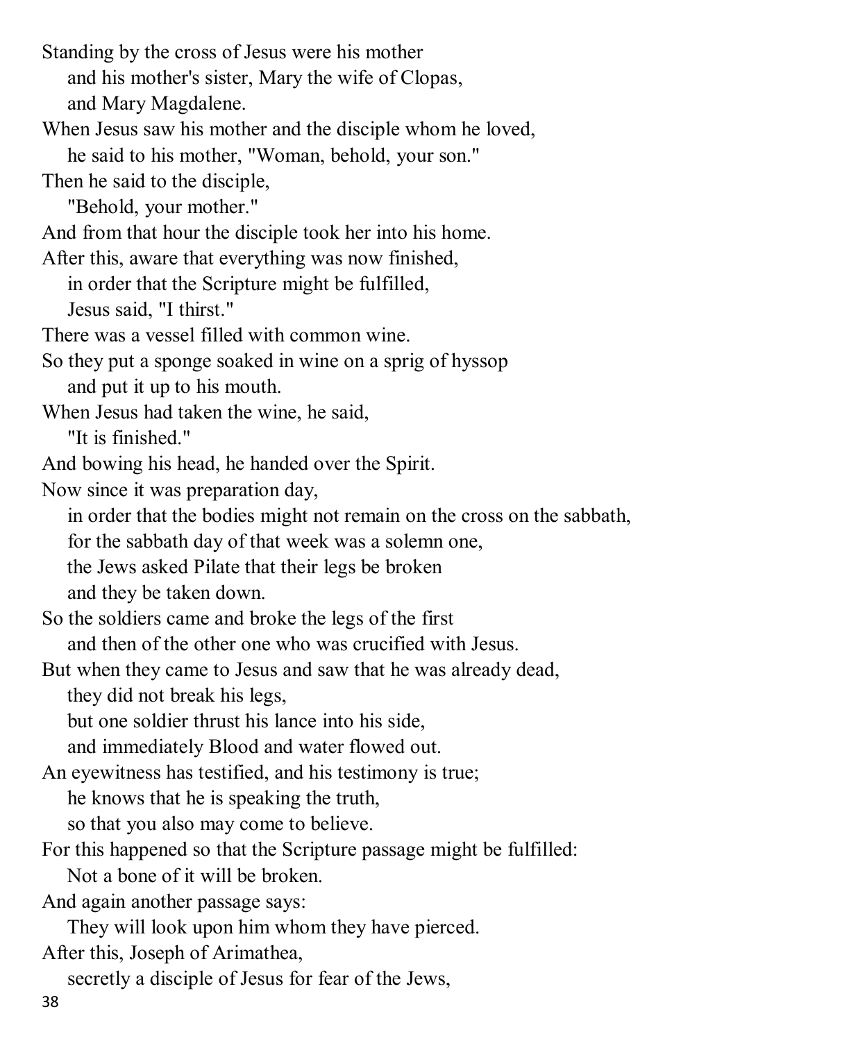Standing by the cross of Jesus were his mother
and his mother's sister, Mary the wife of Clopas,
and Mary Magdalene.
When Jesus saw his mother and the disciple whom he loved,
he said to his mother, "Woman, behold, your son."
Then he said to the disciple,
"Behold, your mother."
And from that hour the disciple took her into his home.
After this, aware that everything was now finished,
in order that the Scripture might be fulfilled,
Jesus said, "I thirst."
There was a vessel filled with common wine.
So they put a sponge soaked in wine on a sprig of hyssop
and put it up to his mouth.
When Jesus had taken the wine, he said,
"It is finished."
And bowing his head, he handed over the Spirit.
Now since it was preparation day,
in order that the bodies might not remain on the cross on the sabbath,
for the sabbath day of that week was a solemn one,
the Jews asked Pilate that their legs be broken
and they be taken down.
So the soldiers came and broke the legs of the first
and then of the other one who was crucified with Jesus.
But when they came to Jesus and saw that he was already dead,
they did not break his legs,
but one soldier thrust his lance into his side,
and immediately Blood and water flowed out.
An eyewitness has testified, and his testimony is true;
he knows that he is speaking the truth,
so that you also may come to believe.
For this happened so that the Scripture passage might be fulfilled:
Not a bone of it will be broken.
And again another passage says:
They will look upon him whom they have pierced.
After this, Joseph of Arimathea,
secretly a disciple of Jesus for fear of the Jews,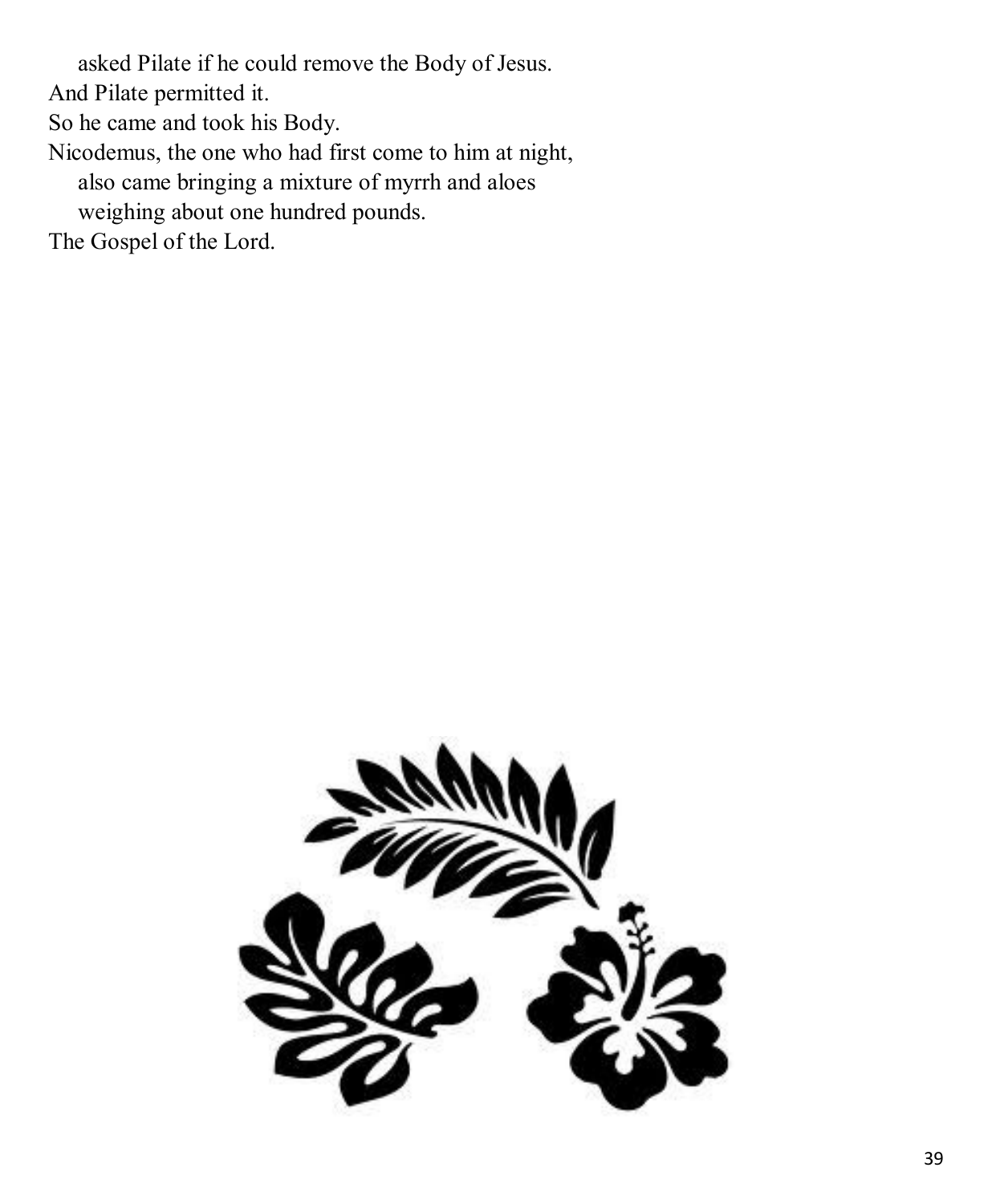asked Pilate if he could remove the Body of Jesus.
And Pilate permitted it.
So he came and took his Body.
Nicodemus, the one who had first come to him at night,
also came bringing a mixture of myrrh and aloes
weighing about one hundred pounds.
The Gospel of the Lord.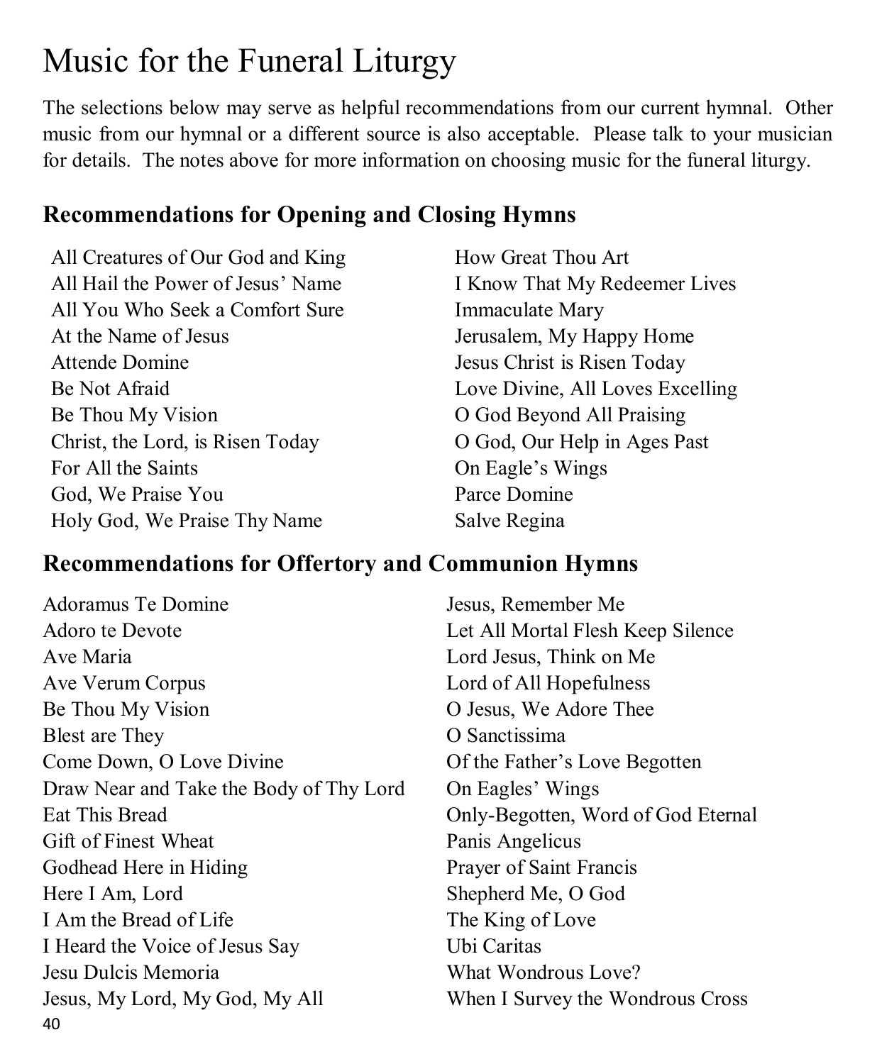# Music for the Funeral Liturgy

The selections below may serve as helpful recommendations from our current hymnal. Other music from our hymnal or a different source is also acceptable. Please talk to your musician for details. The notes above for more information on choosing music for the funeral liturgy.

## Recommendations for Opening and Closing Hymns

All Creatures of Our God and King
All Hail the Power of Jesus' Name
All You Who Seek a Comfort Sure
At the Name of Jesus
Attende Domine
Be Not Afraid
Be Thou My Vision
Christ, the Lord, is Risen Today
For All the Saints
God, We Praise You
Holy God, We Praise Thy Name
How Great Thou Art
I Know That My Redeemer Lives
Immaculate Mary
Jerusalem, My Happy Home
Jesus Christ is Risen Today
Love Divine, All Loves Excelling
O God Beyond All Praising
O God, Our Help in Ages Past
On Eagle's Wings
Parce Domine
Salve Regina

## Recommendations for Offertory and Communion Hymns

Adoramus Te Domine
Adoro te Devote
Ave Maria
Ave Verum Corpus
Be Thou My Vision
Blest are They
Come Down, O Love Divine
Draw Near and Take the Body of Thy Lord
Eat This Bread
Gift of Finest Wheat
Godhead Here in Hiding
Here I Am, Lord
I Am the Bread of Life
I Heard the Voice of Jesus Say
Jesu Dulcis Memoria
Jesus, My Lord, My God, My All
Jesus, Remember Me
Let All Mortal Flesh Keep Silence
Lord Jesus, Think on Me
Lord of All Hopefulness
O Jesus, We Adore Thee
O Sanctissima
Of the Father's Love Begotten
On Eagles' Wings
Only-Begotten, Word of God Eternal
Panis Angelicus
Prayer of Saint Francis
Shepherd Me, O God
The King of Love
Ubi Caritas
What Wondrous Love?
When I Survey the Wondrous Cross